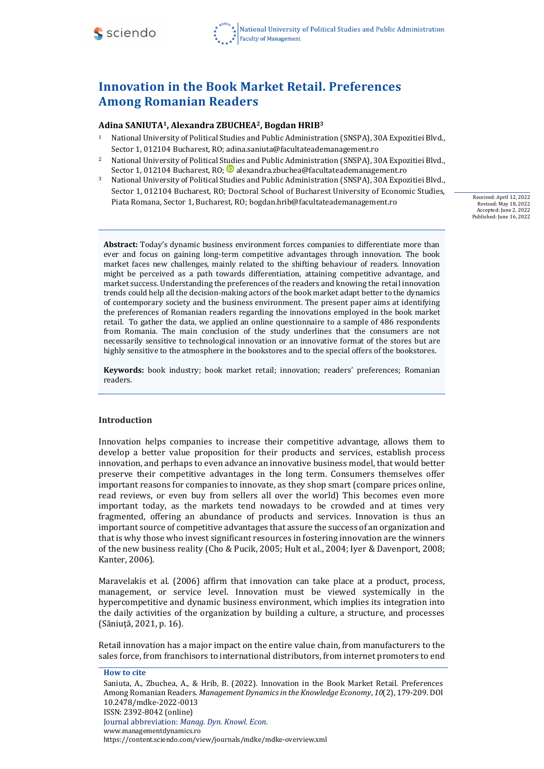# Innovation in the Book Market Retail. Preferences Among Romanian Readers

**Adina SANIUTA[1], Alexandra ZBUCHEA[2], Bogdan HRIB[3]**

[1] National University of Political Studies and Public Administration (SNSPA), 30A Expozitiei Blvd., Sector 1, 012104 Bucharest, RO; adina.saniuta@facultateademanagement.ro

[2] National University of Political Studies and Public Administration (SNSPA), 30A Expozitiei Blvd., Sector 1, 012104 Bucharest, RO; alexandra.zbuchea@facultateademanagement.ro

[3] National University of Political Studies and Public Administration (SNSPA), 30A Expozitiei Blvd., Sector 1, 012104 Bucharest, RO; Doctoral School of Bucharest University of Economic Studies, Piata Romana, Sector 1, Bucharest, RO; bogdan.hrib@facultateademanagement.ro

Received: April 12, 2022
Revised: May 18, 2022
Accepted: June 2, 2022
Published: June 16, 2022

**Abstract:** Today's dynamic business environment forces companies to differentiate more than ever and focus on gaining long-term competitive advantages through innovation. The book market faces new challenges, mainly related to the shifting behaviour of readers. Innovation might be perceived as a path towards differentiation, attaining competitive advantage, and market success. Understanding the preferences of the readers and knowing the retail innovation trends could help all the decision-making actors of the book market adapt better to the dynamics of contemporary society and the business environment. The present paper aims at identifying the preferences of Romanian readers regarding the innovations employed in the book market retail. To gather the data, we applied an online questionnaire to a sample of 486 respondents from Romania. The main conclusion of the study underlines that the consumers are not necessarily sensitive to technological innovation or an innovative format of the stores but are highly sensitive to the atmosphere in the bookstores and to the special offers of the bookstores.

**Keywords:** book industry; book market retail; innovation; readers' preferences; Romanian readers.

## Introduction

Innovation helps companies to increase their competitive advantage, allows them to develop a better value proposition for their products and services, establish process innovation, and perhaps to even advance an innovative business model, that would better preserve their competitive advantages in the long term. Consumers themselves offer important reasons for companies to innovate, as they shop smart (compare prices online, read reviews, or even buy from sellers all over the world) This becomes even more important today, as the markets tend nowadays to be crowded and at times very fragmented, offering an abundance of products and services. Innovation is thus an important source of competitive advantages that assure the success of an organization and that is why those who invest significant resources in fostering innovation are the winners of the new business reality (Cho & Pucik, 2005; Hult et al., 2004; Iyer & Davenport, 2008; Kanter, 2006).

Maravelakis et al. (2006) affirm that innovation can take place at a product, process, management, or service level. Innovation must be viewed systemically in the hypercompetitive and dynamic business environment, which implies its integration into the daily activities of the organization by building a culture, a structure, and processes (Săniuță, 2021, p. 16).

Retail innovation has a major impact on the entire value chain, from manufacturers to the sales force, from franchisors to international distributors, from internet promoters to end

**How to cite**

Saniuta, A., Zbuchea, A., & Hrib, B. (2022). Innovation in the Book Market Retail. Preferences Among Romanian Readers. *Management Dynamics in the Knowledge Economy*, *10*(2), 179-209. DOI 10.2478/mdke-2022-0013
ISSN: 2392-8042 (online)
Journal abbreviation: *Manag. Dyn. Knowl. Econ.*
www.managementdynamics.ro
https://content.sciendo.com/view/journals/mdke/mdke-overview.xml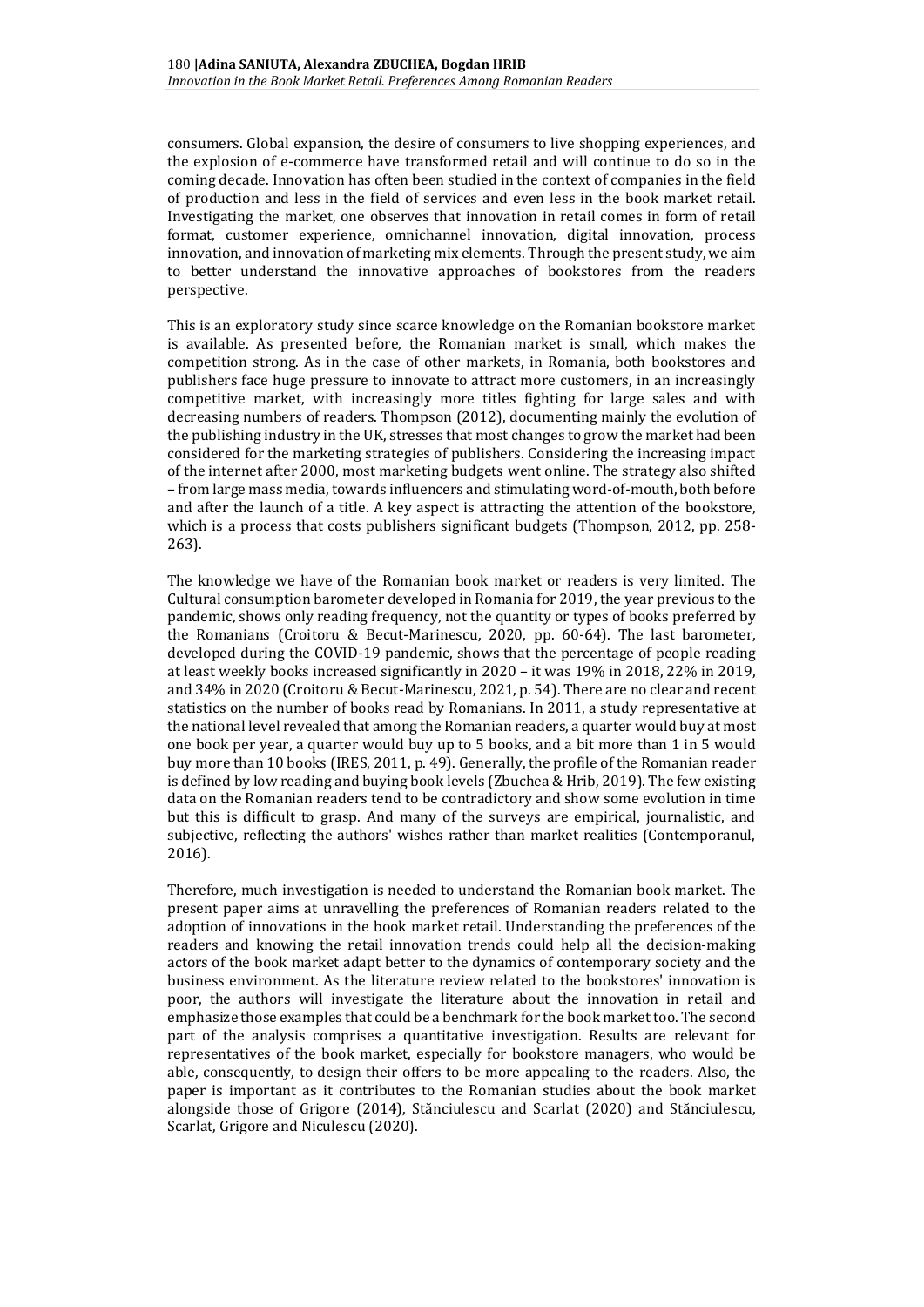consumers. Global expansion, the desire of consumers to live shopping experiences, and the explosion of e-commerce have transformed retail and will continue to do so in the coming decade. Innovation has often been studied in the context of companies in the field of production and less in the field of services and even less in the book market retail. Investigating the market, one observes that innovation in retail comes in form of retail format, customer experience, omnichannel innovation, digital innovation, process innovation, and innovation of marketing mix elements. Through the present study, we aim to better understand the innovative approaches of bookstores from the readers perspective.

This is an exploratory study since scarce knowledge on the Romanian bookstore market is available. As presented before, the Romanian market is small, which makes the competition strong. As in the case of other markets, in Romania, both bookstores and publishers face huge pressure to innovate to attract more customers, in an increasingly competitive market, with increasingly more titles fighting for large sales and with decreasing numbers of readers. Thompson (2012), documenting mainly the evolution of the publishing industry in the UK, stresses that most changes to grow the market had been considered for the marketing strategies of publishers. Considering the increasing impact of the internet after 2000, most marketing budgets went online. The strategy also shifted – from large mass media, towards influencers and stimulating word-of-mouth, both before and after the launch of a title. A key aspect is attracting the attention of the bookstore, which is a process that costs publishers significant budgets (Thompson, 2012, pp. 258-263).

The knowledge we have of the Romanian book market or readers is very limited. The Cultural consumption barometer developed in Romania for 2019, the year previous to the pandemic, shows only reading frequency, not the quantity or types of books preferred by the Romanians (Croitoru & Becut-Marinescu, 2020, pp. 60-64). The last barometer, developed during the COVID-19 pandemic, shows that the percentage of people reading at least weekly books increased significantly in 2020 – it was 19% in 2018, 22% in 2019, and 34% in 2020 (Croitoru & Becut-Marinescu, 2021, p. 54). There are no clear and recent statistics on the number of books read by Romanians. In 2011, a study representative at the national level revealed that among the Romanian readers, a quarter would buy at most one book per year, a quarter would buy up to 5 books, and a bit more than 1 in 5 would buy more than 10 books (IRES, 2011, p. 49). Generally, the profile of the Romanian reader is defined by low reading and buying book levels (Zbuchea & Hrib, 2019). The few existing data on the Romanian readers tend to be contradictory and show some evolution in time but this is difficult to grasp. And many of the surveys are empirical, journalistic, and subjective, reflecting the authors' wishes rather than market realities (Contemporanul, 2016).

Therefore, much investigation is needed to understand the Romanian book market. The present paper aims at unravelling the preferences of Romanian readers related to the adoption of innovations in the book market retail. Understanding the preferences of the readers and knowing the retail innovation trends could help all the decision-making actors of the book market adapt better to the dynamics of contemporary society and the business environment. As the literature review related to the bookstores' innovation is poor, the authors will investigate the literature about the innovation in retail and emphasize those examples that could be a benchmark for the book market too. The second part of the analysis comprises a quantitative investigation. Results are relevant for representatives of the book market, especially for bookstore managers, who would be able, consequently, to design their offers to be more appealing to the readers. Also, the paper is important as it contributes to the Romanian studies about the book market alongside those of Grigore (2014), Stănciulescu and Scarlat (2020) and Stănciulescu, Scarlat, Grigore and Niculescu (2020).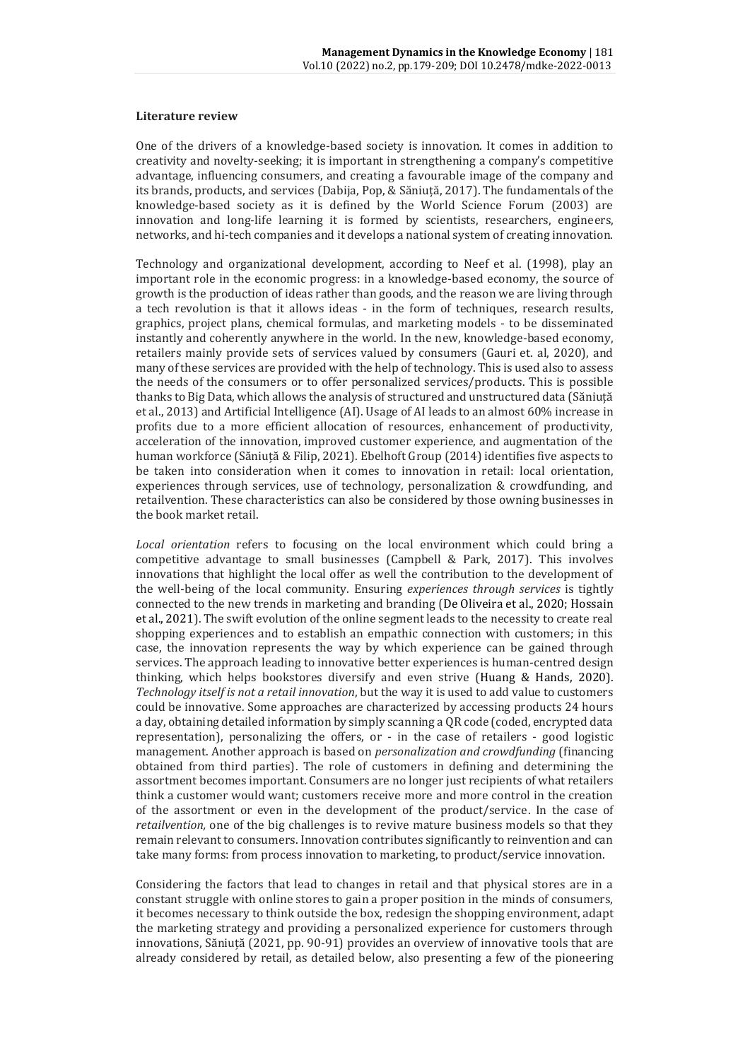**Literature review**

One of the drivers of a knowledge-based society is innovation. It comes in addition to creativity and novelty-seeking; it is important in strengthening a company's competitive advantage, influencing consumers, and creating a favourable image of the company and its brands, products, and services (Dabija, Pop, & Săniuță, 2017). The fundamentals of the knowledge-based society as it is defined by the World Science Forum (2003) are innovation and long-life learning it is formed by scientists, researchers, engineers, networks, and hi-tech companies and it develops a national system of creating innovation.

Technology and organizational development, according to Neef et al. (1998), play an important role in the economic progress: in a knowledge-based economy, the source of growth is the production of ideas rather than goods, and the reason we are living through a tech revolution is that it allows ideas - in the form of techniques, research results, graphics, project plans, chemical formulas, and marketing models - to be disseminated instantly and coherently anywhere in the world. In the new, knowledge-based economy, retailers mainly provide sets of services valued by consumers (Gauri et. al, 2020), and many of these services are provided with the help of technology. This is used also to assess the needs of the consumers or to offer personalized services/products. This is possible thanks to Big Data, which allows the analysis of structured and unstructured data (Săniuță et al., 2013) and Artificial Intelligence (AI). Usage of AI leads to an almost 60% increase in profits due to a more efficient allocation of resources, enhancement of productivity, acceleration of the innovation, improved customer experience, and augmentation of the human workforce (Săniuță & Filip, 2021). Ebelhoft Group (2014) identifies five aspects to be taken into consideration when it comes to innovation in retail: local orientation, experiences through services, use of technology, personalization & crowdfunding, and retailvention. These characteristics can also be considered by those owning businesses in the book market retail.

*Local orientation* refers to focusing on the local environment which could bring a competitive advantage to small businesses (Campbell & Park, 2017). This involves innovations that highlight the local offer as well the contribution to the development of the well-being of the local community. Ensuring *experiences through services* is tightly connected to the new trends in marketing and branding (De Oliveira et al., 2020; Hossain et al., 2021). The swift evolution of the online segment leads to the necessity to create real shopping experiences and to establish an empathic connection with customers; in this case, the innovation represents the way by which experience can be gained through services. The approach leading to innovative better experiences is human-centred design thinking, which helps bookstores diversify and even strive (Huang & Hands, 2020). *Technology itself is not a retail innovation*, but the way it is used to add value to customers could be innovative. Some approaches are characterized by accessing products 24 hours a day, obtaining detailed information by simply scanning a QR code (coded, encrypted data representation), personalizing the offers, or - in the case of retailers - good logistic management. Another approach is based on *personalization and crowdfunding* (financing obtained from third parties). The role of customers in defining and determining the assortment becomes important. Consumers are no longer just recipients of what retailers think a customer would want; customers receive more and more control in the creation of the assortment or even in the development of the product/service. In the case of *retailvention,* one of the big challenges is to revive mature business models so that they remain relevant to consumers. Innovation contributes significantly to reinvention and can take many forms: from process innovation to marketing, to product/service innovation.

Considering the factors that lead to changes in retail and that physical stores are in a constant struggle with online stores to gain a proper position in the minds of consumers, it becomes necessary to think outside the box, redesign the shopping environment, adapt the marketing strategy and providing a personalized experience for customers through innovations, Săniuță (2021, pp. 90-91) provides an overview of innovative tools that are already considered by retail, as detailed below, also presenting a few of the pioneering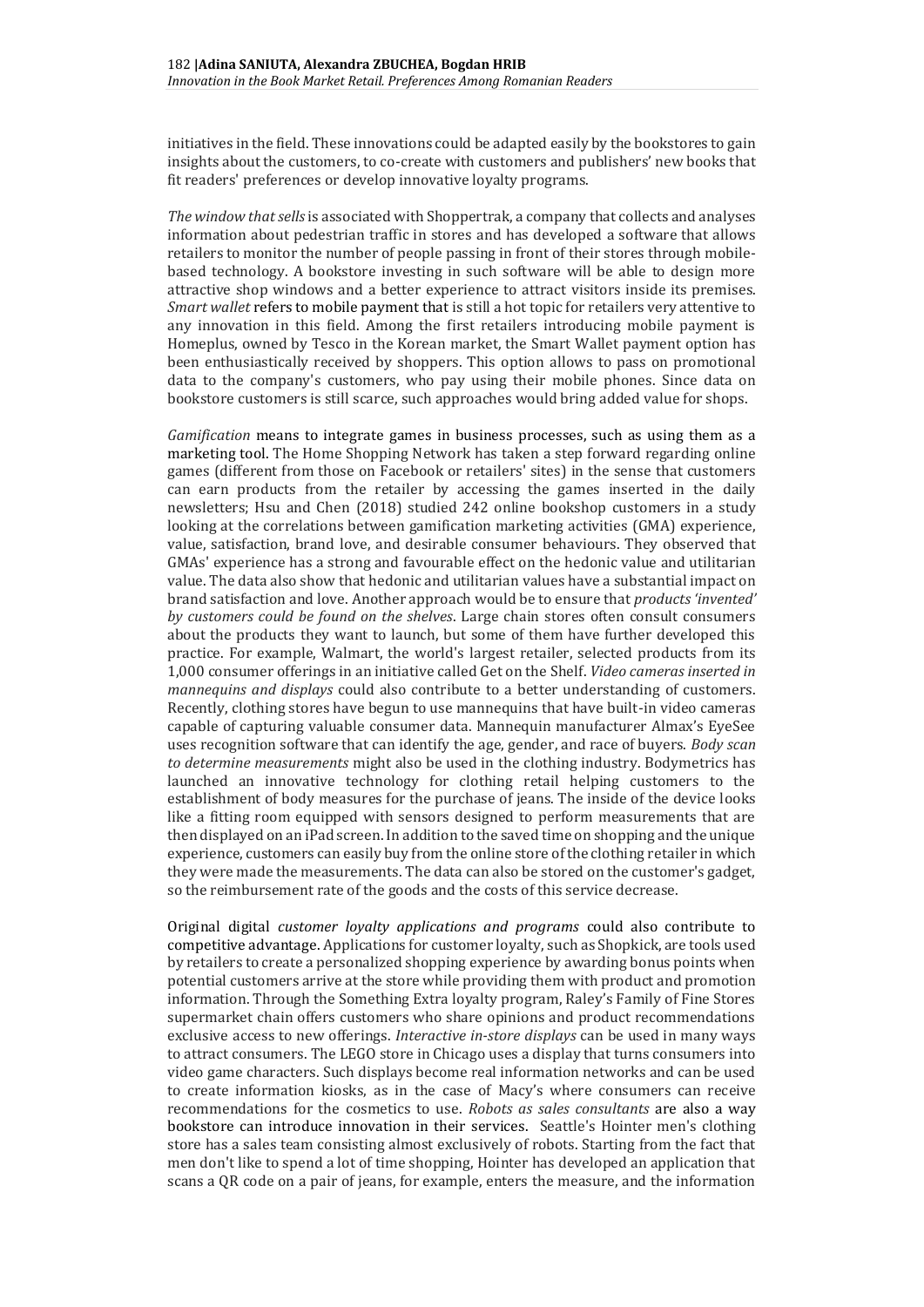initiatives in the field. These innovations could be adapted easily by the bookstores to gain insights about the customers, to co-create with customers and publishers' new books that fit readers' preferences or develop innovative loyalty programs.

*The window that sells* is associated with Shoppertrak, a company that collects and analyses information about pedestrian traffic in stores and has developed a software that allows retailers to monitor the number of people passing in front of their stores through mobile-based technology. A bookstore investing in such software will be able to design more attractive shop windows and a better experience to attract visitors inside its premises. *Smart wallet* refers to mobile payment that is still a hot topic for retailers very attentive to any innovation in this field. Among the first retailers introducing mobile payment is Homeplus, owned by Tesco in the Korean market, the Smart Wallet payment option has been enthusiastically received by shoppers. This option allows to pass on promotional data to the company's customers, who pay using their mobile phones. Since data on bookstore customers is still scarce, such approaches would bring added value for shops.

*Gamification* means to integrate games in business processes, such as using them as a marketing tool. The Home Shopping Network has taken a step forward regarding online games (different from those on Facebook or retailers' sites) in the sense that customers can earn products from the retailer by accessing the games inserted in the daily newsletters; Hsu and Chen (2018) studied 242 online bookshop customers in a study looking at the correlations between gamification marketing activities (GMA) experience, value, satisfaction, brand love, and desirable consumer behaviours. They observed that GMAs' experience has a strong and favourable effect on the hedonic value and utilitarian value. The data also show that hedonic and utilitarian values have a substantial impact on brand satisfaction and love. Another approach would be to ensure that *products 'invented' by customers could be found on the shelves*. Large chain stores often consult consumers about the products they want to launch, but some of them have further developed this practice. For example, Walmart, the world's largest retailer, selected products from its 1,000 consumer offerings in an initiative called Get on the Shelf. *Video cameras inserted in mannequins and displays* could also contribute to a better understanding of customers. Recently, clothing stores have begun to use mannequins that have built-in video cameras capable of capturing valuable consumer data. Mannequin manufacturer Almax's EyeSee uses recognition software that can identify the age, gender, and race of buyers. *Body scan to determine measurements* might also be used in the clothing industry. Bodymetrics has launched an innovative technology for clothing retail helping customers to the establishment of body measures for the purchase of jeans. The inside of the device looks like a fitting room equipped with sensors designed to perform measurements that are then displayed on an iPad screen. In addition to the saved time on shopping and the unique experience, customers can easily buy from the online store of the clothing retailer in which they were made the measurements. The data can also be stored on the customer's gadget, so the reimbursement rate of the goods and the costs of this service decrease.

Original digital *customer loyalty applications and programs* could also contribute to competitive advantage. Applications for customer loyalty, such as Shopkick, are tools used by retailers to create a personalized shopping experience by awarding bonus points when potential customers arrive at the store while providing them with product and promotion information. Through the Something Extra loyalty program, Raley's Family of Fine Stores supermarket chain offers customers who share opinions and product recommendations exclusive access to new offerings. *Interactive in-store displays* can be used in many ways to attract consumers. The LEGO store in Chicago uses a display that turns consumers into video game characters. Such displays become real information networks and can be used to create information kiosks, as in the case of Macy's where consumers can receive recommendations for the cosmetics to use. *Robots as sales consultants* are also a way bookstore can introduce innovation in their services. Seattle's Hointer men's clothing store has a sales team consisting almost exclusively of robots. Starting from the fact that men don't like to spend a lot of time shopping, Hointer has developed an application that scans a QR code on a pair of jeans, for example, enters the measure, and the information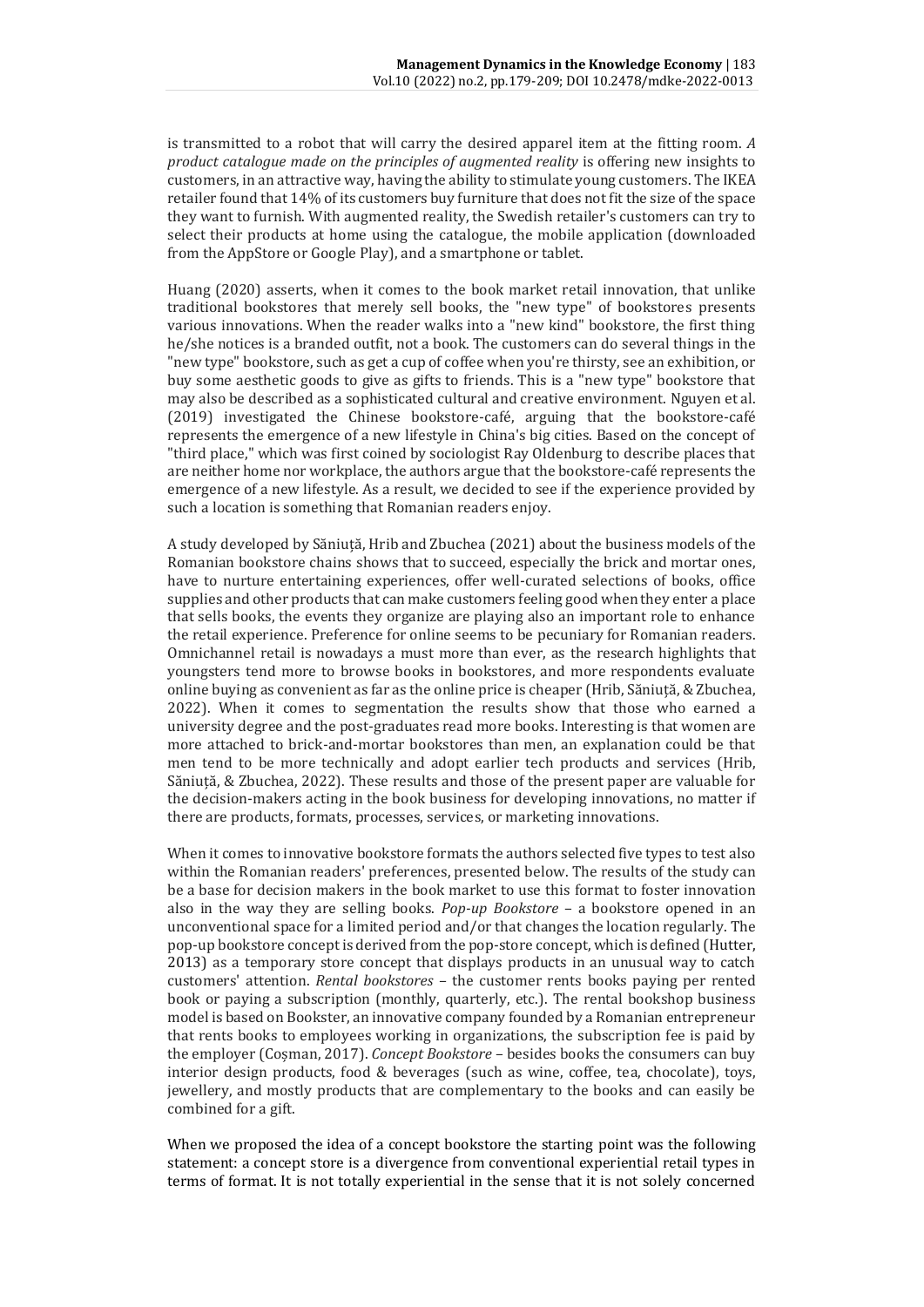is transmitted to a robot that will carry the desired apparel item at the fitting room. *A product catalogue made on the principles of augmented reality* is offering new insights to customers, in an attractive way, having the ability to stimulate young customers. The IKEA retailer found that 14% of its customers buy furniture that does not fit the size of the space they want to furnish. With augmented reality, the Swedish retailer's customers can try to select their products at home using the catalogue, the mobile application (downloaded from the AppStore or Google Play), and a smartphone or tablet.

Huang (2020) asserts, when it comes to the book market retail innovation, that unlike traditional bookstores that merely sell books, the "new type" of bookstores presents various innovations. When the reader walks into a "new kind" bookstore, the first thing he/she notices is a branded outfit, not a book. The customers can do several things in the "new type" bookstore, such as get a cup of coffee when you're thirsty, see an exhibition, or buy some aesthetic goods to give as gifts to friends. This is a "new type" bookstore that may also be described as a sophisticated cultural and creative environment. Nguyen et al. (2019) investigated the Chinese bookstore-café, arguing that the bookstore-café represents the emergence of a new lifestyle in China's big cities. Based on the concept of "third place," which was first coined by sociologist Ray Oldenburg to describe places that are neither home nor workplace, the authors argue that the bookstore-café represents the emergence of a new lifestyle. As a result, we decided to see if the experience provided by such a location is something that Romanian readers enjoy.

A study developed by Săniuță, Hrib and Zbuchea (2021) about the business models of the Romanian bookstore chains shows that to succeed, especially the brick and mortar ones, have to nurture entertaining experiences, offer well-curated selections of books, office supplies and other products that can make customers feeling good when they enter a place that sells books, the events they organize are playing also an important role to enhance the retail experience. Preference for online seems to be pecuniary for Romanian readers. Omnichannel retail is nowadays a must more than ever, as the research highlights that youngsters tend more to browse books in bookstores, and more respondents evaluate online buying as convenient as far as the online price is cheaper (Hrib, Săniuță, & Zbuchea, 2022). When it comes to segmentation the results show that those who earned a university degree and the post-graduates read more books. Interesting is that women are more attached to brick-and-mortar bookstores than men, an explanation could be that men tend to be more technically and adopt earlier tech products and services (Hrib, Săniuță, & Zbuchea, 2022). These results and those of the present paper are valuable for the decision-makers acting in the book business for developing innovations, no matter if there are products, formats, processes, services, or marketing innovations.

When it comes to innovative bookstore formats the authors selected five types to test also within the Romanian readers' preferences, presented below. The results of the study can be a base for decision makers in the book market to use this format to foster innovation also in the way they are selling books. *Pop-up Bookstore* – a bookstore opened in an unconventional space for a limited period and/or that changes the location regularly. The pop-up bookstore concept is derived from the pop-store concept, which is defined (Hutter, 2013) as a temporary store concept that displays products in an unusual way to catch customers' attention. *Rental bookstores* – the customer rents books paying per rented book or paying a subscription (monthly, quarterly, etc.). The rental bookshop business model is based on Bookster, an innovative company founded by a Romanian entrepreneur that rents books to employees working in organizations, the subscription fee is paid by the employer (Coșman, 2017). *Concept Bookstore* – besides books the consumers can buy interior design products, food & beverages (such as wine, coffee, tea, chocolate), toys, jewellery, and mostly products that are complementary to the books and can easily be combined for a gift.

When we proposed the idea of a concept bookstore the starting point was the following statement: a concept store is a divergence from conventional experiential retail types in terms of format. It is not totally experiential in the sense that it is not solely concerned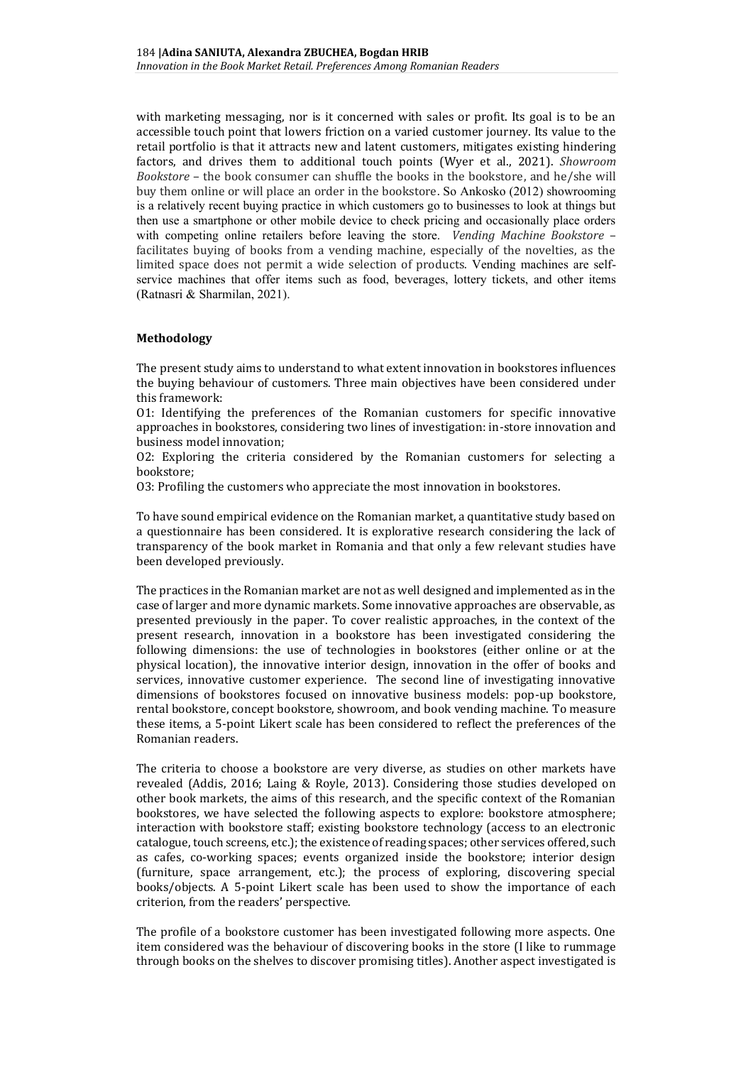with marketing messaging, nor is it concerned with sales or profit. Its goal is to be an accessible touch point that lowers friction on a varied customer journey. Its value to the retail portfolio is that it attracts new and latent customers, mitigates existing hindering factors, and drives them to additional touch points (Wyer et al., 2021). *Showroom Bookstore* – the book consumer can shuffle the books in the bookstore, and he/she will buy them online or will place an order in the bookstore. So Ankosko (2012) showrooming is a relatively recent buying practice in which customers go to businesses to look at things but then use a smartphone or other mobile device to check pricing and occasionally place orders with competing online retailers before leaving the store. *Vending Machine Bookstore* – facilitates buying of books from a vending machine, especially of the novelties, as the limited space does not permit a wide selection of products. Vending machines are self-service machines that offer items such as food, beverages, lottery tickets, and other items (Ratnasri & Sharmilan, 2021).

## Methodology

The present study aims to understand to what extent innovation in bookstores influences the buying behaviour of customers. Three main objectives have been considered under this framework:

O1: Identifying the preferences of the Romanian customers for specific innovative approaches in bookstores, considering two lines of investigation: in-store innovation and business model innovation;

O2: Exploring the criteria considered by the Romanian customers for selecting a bookstore;

O3: Profiling the customers who appreciate the most innovation in bookstores.

To have sound empirical evidence on the Romanian market, a quantitative study based on a questionnaire has been considered. It is explorative research considering the lack of transparency of the book market in Romania and that only a few relevant studies have been developed previously.

The practices in the Romanian market are not as well designed and implemented as in the case of larger and more dynamic markets. Some innovative approaches are observable, as presented previously in the paper. To cover realistic approaches, in the context of the present research, innovation in a bookstore has been investigated considering the following dimensions: the use of technologies in bookstores (either online or at the physical location), the innovative interior design, innovation in the offer of books and services, innovative customer experience. The second line of investigating innovative dimensions of bookstores focused on innovative business models: pop-up bookstore, rental bookstore, concept bookstore, showroom, and book vending machine. To measure these items, a 5-point Likert scale has been considered to reflect the preferences of the Romanian readers.

The criteria to choose a bookstore are very diverse, as studies on other markets have revealed (Addis, 2016; Laing & Royle, 2013). Considering those studies developed on other book markets, the aims of this research, and the specific context of the Romanian bookstores, we have selected the following aspects to explore: bookstore atmosphere; interaction with bookstore staff; existing bookstore technology (access to an electronic catalogue, touch screens, etc.); the existence of reading spaces; other services offered, such as cafes, co-working spaces; events organized inside the bookstore; interior design (furniture, space arrangement, etc.); the process of exploring, discovering special books/objects. A 5-point Likert scale has been used to show the importance of each criterion, from the readers' perspective.

The profile of a bookstore customer has been investigated following more aspects. One item considered was the behaviour of discovering books in the store (I like to rummage through books on the shelves to discover promising titles). Another aspect investigated is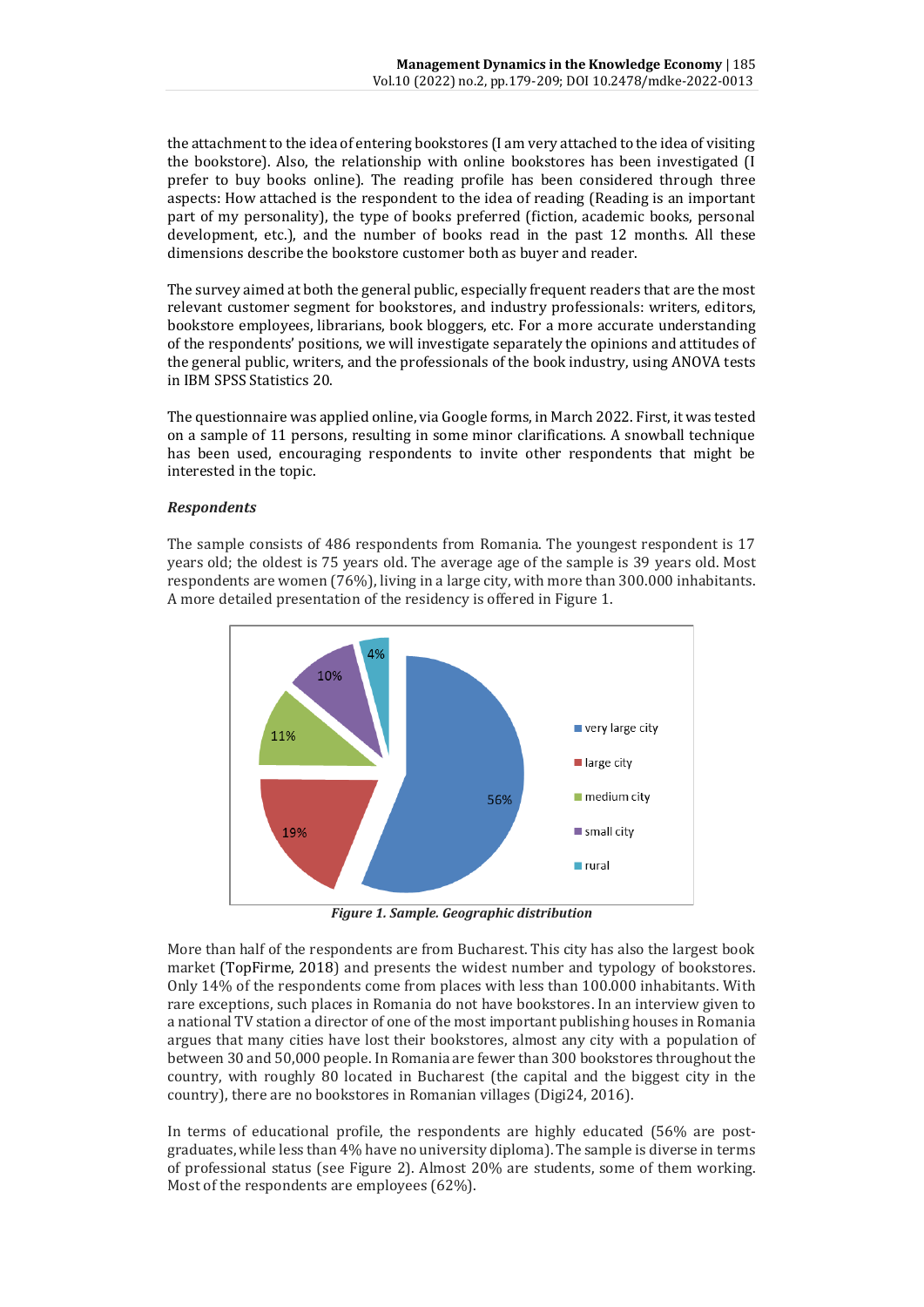the attachment to the idea of entering bookstores (I am very attached to the idea of visiting the bookstore). Also, the relationship with online bookstores has been investigated (I prefer to buy books online). The reading profile has been considered through three aspects: How attached is the respondent to the idea of reading (Reading is an important part of my personality), the type of books preferred (fiction, academic books, personal development, etc.), and the number of books read in the past 12 months. All these dimensions describe the bookstore customer both as buyer and reader.

The survey aimed at both the general public, especially frequent readers that are the most relevant customer segment for bookstores, and industry professionals: writers, editors, bookstore employees, librarians, book bloggers, etc. For a more accurate understanding of the respondents' positions, we will investigate separately the opinions and attitudes of the general public, writers, and the professionals of the book industry, using ANOVA tests in IBM SPSS Statistics 20.

The questionnaire was applied online, via Google forms, in March 2022. First, it was tested on a sample of 11 persons, resulting in some minor clarifications. A snowball technique has been used, encouraging respondents to invite other respondents that might be interested in the topic.

### *Respondents*

The sample consists of 486 respondents from Romania. The youngest respondent is 17 years old; the oldest is 75 years old. The average age of the sample is 39 years old. Most respondents are women (76%), living in a large city, with more than 300.000 inhabitants. A more detailed presentation of the residency is offered in Figure 1.

| Residency | % |
| --- | --- |
| very large city | 56% |
| large city | 19% |
| medium city | 11% |
| small city | 10% |
| rural | 4% |

***Figure 1. Sample. Geographic distribution***

More than half of the respondents are from Bucharest. This city has also the largest book market (TopFirme, 2018) and presents the widest number and typology of bookstores. Only 14% of the respondents come from places with less than 100.000 inhabitants. With rare exceptions, such places in Romania do not have bookstores. In an interview given to a national TV station a director of one of the most important publishing houses in Romania argues that many cities have lost their bookstores, almost any city with a population of between 30 and 50,000 people. In Romania are fewer than 300 bookstores throughout the country, with roughly 80 located in Bucharest (the capital and the biggest city in the country), there are no bookstores in Romanian villages (Digi24, 2016).

In terms of educational profile, the respondents are highly educated (56% are post-graduates, while less than 4% have no university diploma). The sample is diverse in terms of professional status (see Figure 2). Almost 20% are students, some of them working. Most of the respondents are employees (62%).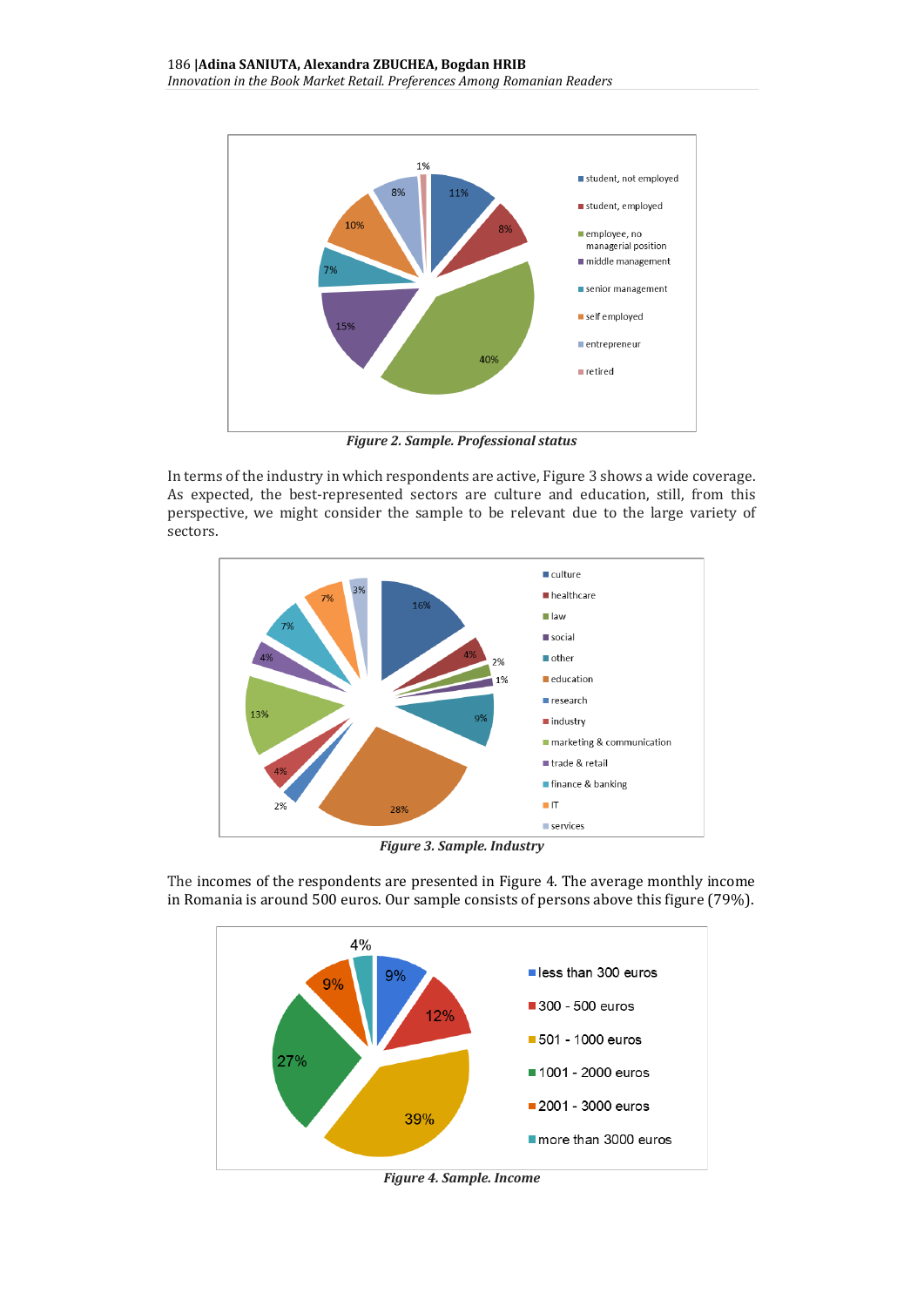*Figure 2. Sample. Professional status*

In terms of the industry in which respondents are active, Figure 3 shows a wide coverage. As expected, the best-represented sectors are culture and education, still, from this perspective, we might consider the sample to be relevant due to the large variety of sectors.

*Figure 3. Sample. Industry*

The incomes of the respondents are presented in Figure 4. The average monthly income in Romania is around 500 euros. Our sample consists of persons above this figure (79%).

*Figure 4. Sample. Income*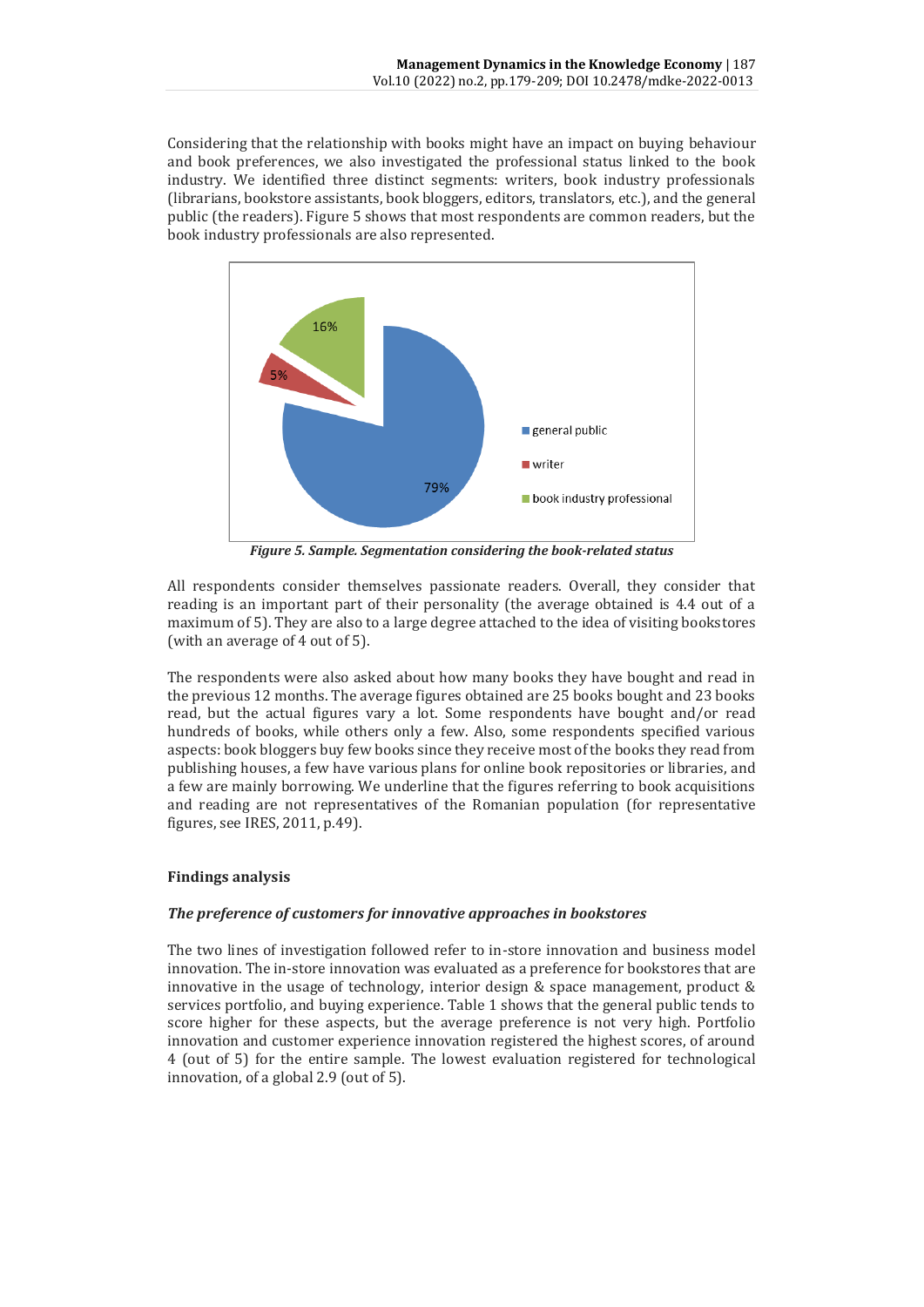Considering that the relationship with books might have an impact on buying behaviour and book preferences, we also investigated the professional status linked to the book industry. We identified three distinct segments: writers, book industry professionals (librarians, bookstore assistants, book bloggers, editors, translators, etc.), and the general public (the readers). Figure 5 shows that most respondents are common readers, but the book industry professionals are also represented.

*Figure 5. Sample. Segmentation considering the book-related status*

All respondents consider themselves passionate readers. Overall, they consider that reading is an important part of their personality (the average obtained is 4.4 out of a maximum of 5). They are also to a large degree attached to the idea of visiting bookstores (with an average of 4 out of 5).

The respondents were also asked about how many books they have bought and read in the previous 12 months. The average figures obtained are 25 books bought and 23 books read, but the actual figures vary a lot. Some respondents have bought and/or read hundreds of books, while others only a few. Also, some respondents specified various aspects: book bloggers buy few books since they receive most of the books they read from publishing houses, a few have various plans for online book repositories or libraries, and a few are mainly borrowing. We underline that the figures referring to book acquisitions and reading are not representatives of the Romanian population (for representative figures, see IRES, 2011, p.49).

## Findings analysis

### *The preference of customers for innovative approaches in bookstores*

The two lines of investigation followed refer to in-store innovation and business model innovation. The in-store innovation was evaluated as a preference for bookstores that are innovative in the usage of technology, interior design & space management, product & services portfolio, and buying experience. Table 1 shows that the general public tends to score higher for these aspects, but the average preference is not very high. Portfolio innovation and customer experience innovation registered the highest scores, of around 4 (out of 5) for the entire sample. The lowest evaluation registered for technological innovation, of a global 2.9 (out of 5).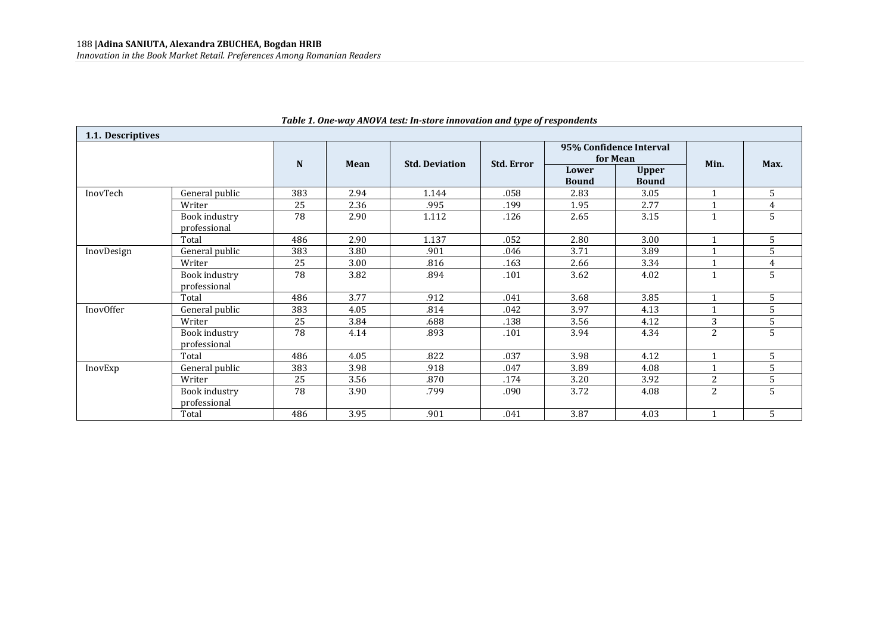*Table 1. One-way ANOVA test: In-store innovation and type of respondents*

| **1.1. Descriptives** | | | | | | | | | |
|---|---|---|---|---|---|---|---|---|---|
| | | **N** | **Mean** | **Std. Deviation** | **Std. Error** | **95% Confidence Interval for Mean** | | **Min.** | **Max.** |
| | | | | | | **Lower Bound** | **Upper Bound** | | |
| InovTech | General public | 383 | 2.94 | 1.144 | .058 | 2.83 | 3.05 | 1 | 5 |
| | Writer | 25 | 2.36 | .995 | .199 | 1.95 | 2.77 | 1 | 4 |
| | Book industry professional | 78 | 2.90 | 1.112 | .126 | 2.65 | 3.15 | 1 | 5 |
| | Total | 486 | 2.90 | 1.137 | .052 | 2.80 | 3.00 | 1 | 5 |
| InovDesign | General public | 383 | 3.80 | .901 | .046 | 3.71 | 3.89 | 1 | 5 |
| | Writer | 25 | 3.00 | .816 | .163 | 2.66 | 3.34 | 1 | 4 |
| | Book industry professional | 78 | 3.82 | .894 | .101 | 3.62 | 4.02 | 1 | 5 |
| | Total | 486 | 3.77 | .912 | .041 | 3.68 | 3.85 | 1 | 5 |
| InovOffer | General public | 383 | 4.05 | .814 | .042 | 3.97 | 4.13 | 1 | 5 |
| | Writer | 25 | 3.84 | .688 | .138 | 3.56 | 4.12 | 3 | 5 |
| | Book industry professional | 78 | 4.14 | .893 | .101 | 3.94 | 4.34 | 2 | 5 |
| | Total | 486 | 4.05 | .822 | .037 | 3.98 | 4.12 | 1 | 5 |
| InovExp | General public | 383 | 3.98 | .918 | .047 | 3.89 | 4.08 | 1 | 5 |
| | Writer | 25 | 3.56 | .870 | .174 | 3.20 | 3.92 | 2 | 5 |
| | Book industry professional | 78 | 3.90 | .799 | .090 | 3.72 | 4.08 | 2 | 5 |
| | Total | 486 | 3.95 | .901 | .041 | 3.87 | 4.03 | 1 | 5 |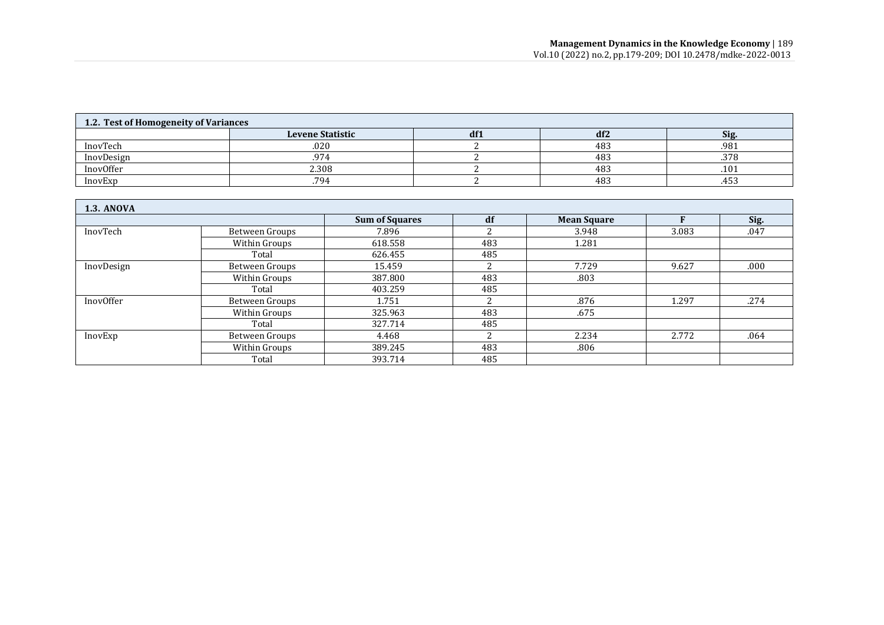| 1.2. Test of Homogeneity of Variances | | | | |
|---|---|---|---|---|
| | **Levene Statistic** | **df1** | **df2** | **Sig.** |
| InovTech | .020 | 2 | 483 | .981 |
| InovDesign | .974 | 2 | 483 | .378 |
| InovOffer | 2.308 | 2 | 483 | .101 |
| InovExp | .794 | 2 | 483 | .453 |

| 1.3. ANOVA | | | | | | |
|---|---|---|---|---|---|---|
| | | **Sum of Squares** | **df** | **Mean Square** | **F** | **Sig.** |
| InovTech | Between Groups | 7.896 | 2 | 3.948 | 3.083 | .047 |
| | Within Groups | 618.558 | 483 | 1.281 | | |
| | Total | 626.455 | 485 | | | |
| InovDesign | Between Groups | 15.459 | 2 | 7.729 | 9.627 | .000 |
| | Within Groups | 387.800 | 483 | .803 | | |
| | Total | 403.259 | 485 | | | |
| InovOffer | Between Groups | 1.751 | 2 | .876 | 1.297 | .274 |
| | Within Groups | 325.963 | 483 | .675 | | |
| | Total | 327.714 | 485 | | | |
| InovExp | Between Groups | 4.468 | 2 | 2.234 | 2.772 | .064 |
| | Within Groups | 389.245 | 483 | .806 | | |
| | Total | 393.714 | 485 | | | |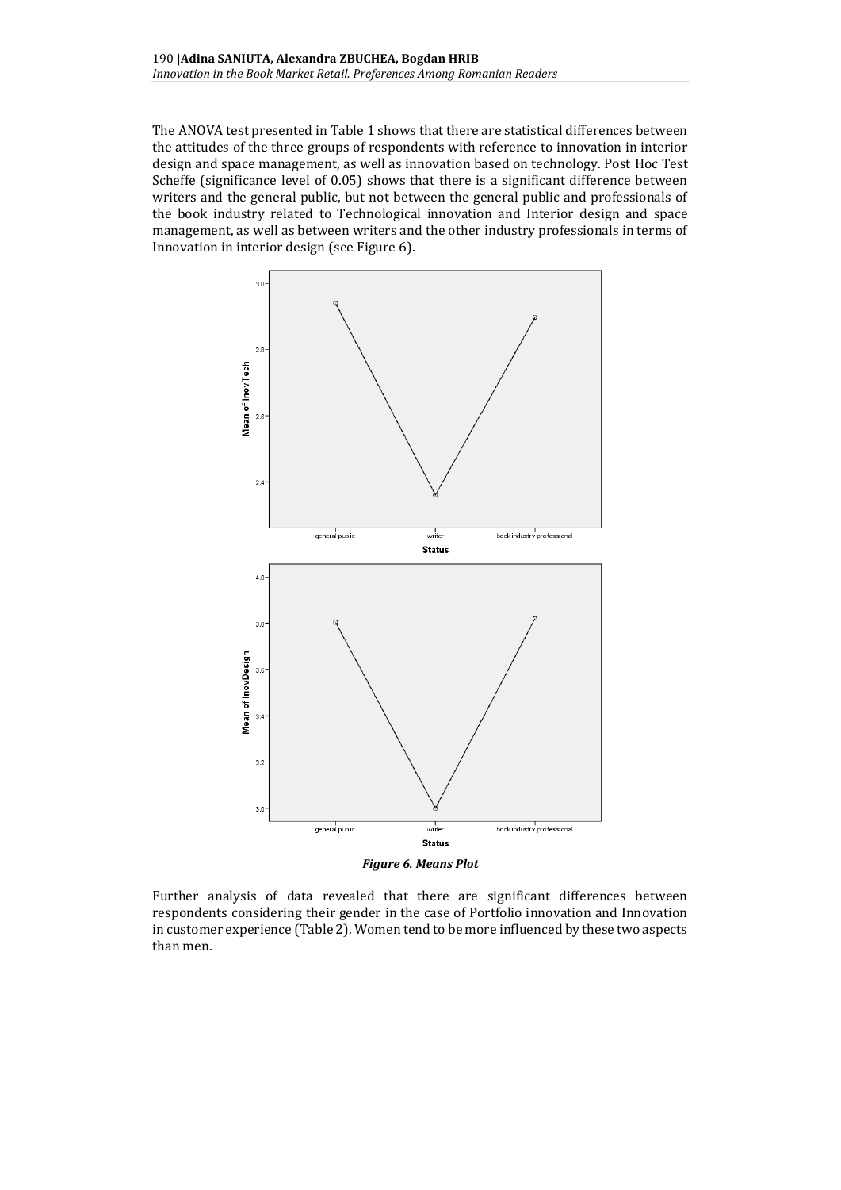The ANOVA test presented in Table 1 shows that there are statistical differences between the attitudes of the three groups of respondents with reference to innovation in interior design and space management, as well as innovation based on technology. Post Hoc Test Scheffe (significance level of 0.05) shows that there is a significant difference between writers and the general public, but not between the general public and professionals of the book industry related to Technological innovation and Interior design and space management, as well as between writers and the other industry professionals in terms of Innovation in interior design (see Figure 6).

*Figure 6. Means Plot*

Further analysis of data revealed that there are significant differences between respondents considering their gender in the case of Portfolio innovation and Innovation in customer experience (Table 2). Women tend to be more influenced by these two aspects than men.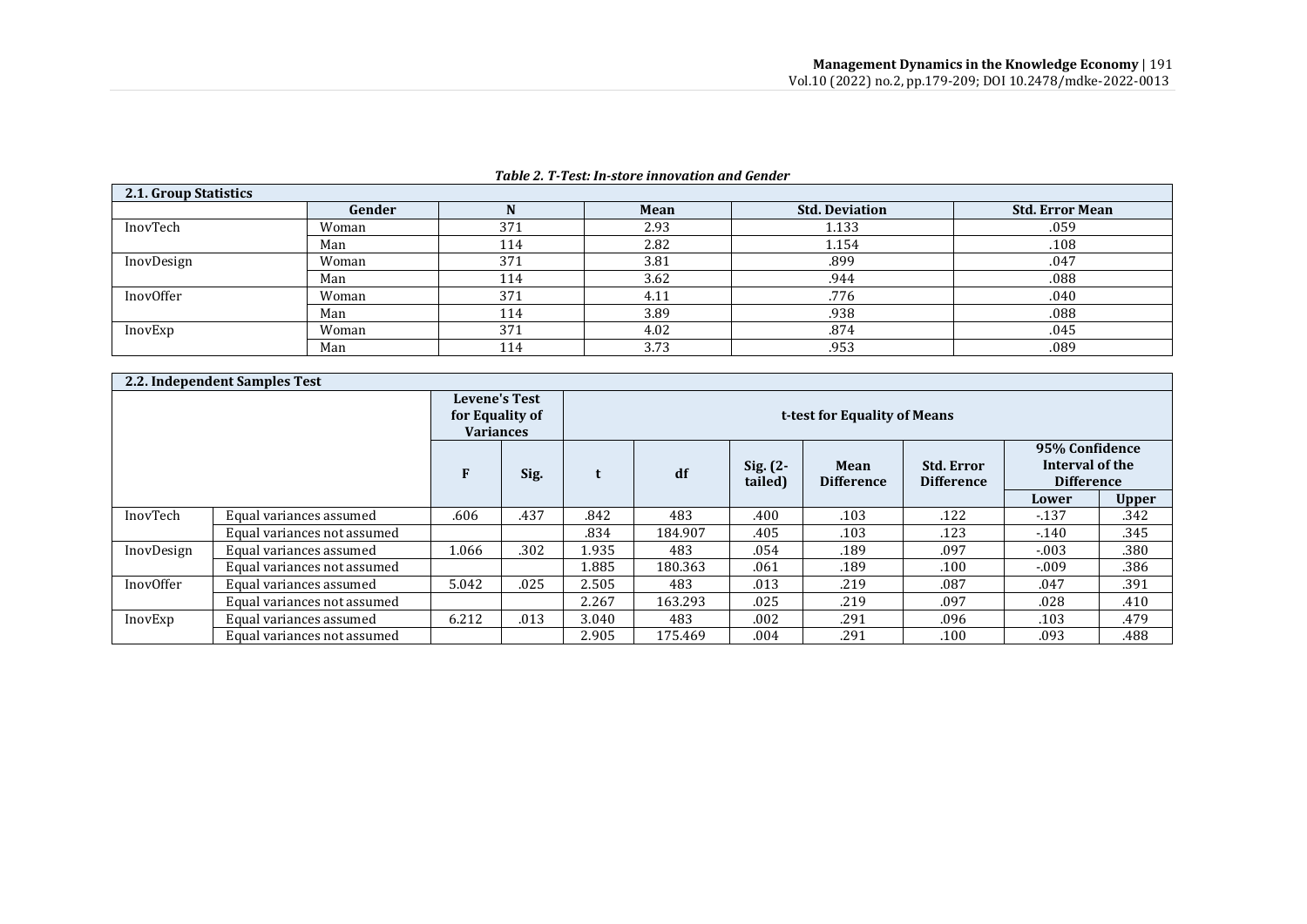*Table 2. T-Test: In-store innovation and Gender*

**2.1. Group Statistics**

| | Gender | N | Mean | Std. Deviation | Std. Error Mean |
|---|---|---|---|---|---|
| InovTech | Woman | 371 | 2.93 | 1.133 | .059 |
| | Man | 114 | 2.82 | 1.154 | .108 |
| InovDesign | Woman | 371 | 3.81 | .899 | .047 |
| | Man | 114 | 3.62 | .944 | .088 |
| InovOffer | Woman | 371 | 4.11 | .776 | .040 |
| | Man | 114 | 3.89 | .938 | .088 |
| InovExp | Woman | 371 | 4.02 | .874 | .045 |
| | Man | 114 | 3.73 | .953 | .089 |

**2.2. Independent Samples Test**

| | | Levene's Test for Equality of Variances | | t-test for Equality of Means | | | | | | |
|---|---|---|---|---|---|---|---|---|---|---|
| | | F | Sig. | t | df | Sig. (2-tailed) | Mean Difference | Std. Error Difference | 95% Confidence Interval of the Difference | |
| | | | | | | | | | Lower | Upper |
| InovTech | Equal variances assumed | .606 | .437 | .842 | 483 | .400 | .103 | .122 | -.137 | .342 |
| | Equal variances not assumed | | | .834 | 184.907 | .405 | .103 | .123 | -.140 | .345 |
| InovDesign | Equal variances assumed | 1.066 | .302 | 1.935 | 483 | .054 | .189 | .097 | -.003 | .380 |
| | Equal variances not assumed | | | 1.885 | 180.363 | .061 | .189 | .100 | -.009 | .386 |
| InovOffer | Equal variances assumed | 5.042 | .025 | 2.505 | 483 | .013 | .219 | .087 | .047 | .391 |
| | Equal variances not assumed | | | 2.267 | 163.293 | .025 | .219 | .097 | .028 | .410 |
| InovExp | Equal variances assumed | 6.212 | .013 | 3.040 | 483 | .002 | .291 | .096 | .103 | .479 |
| | Equal variances not assumed | | | 2.905 | 175.469 | .004 | .291 | .100 | .093 | .488 |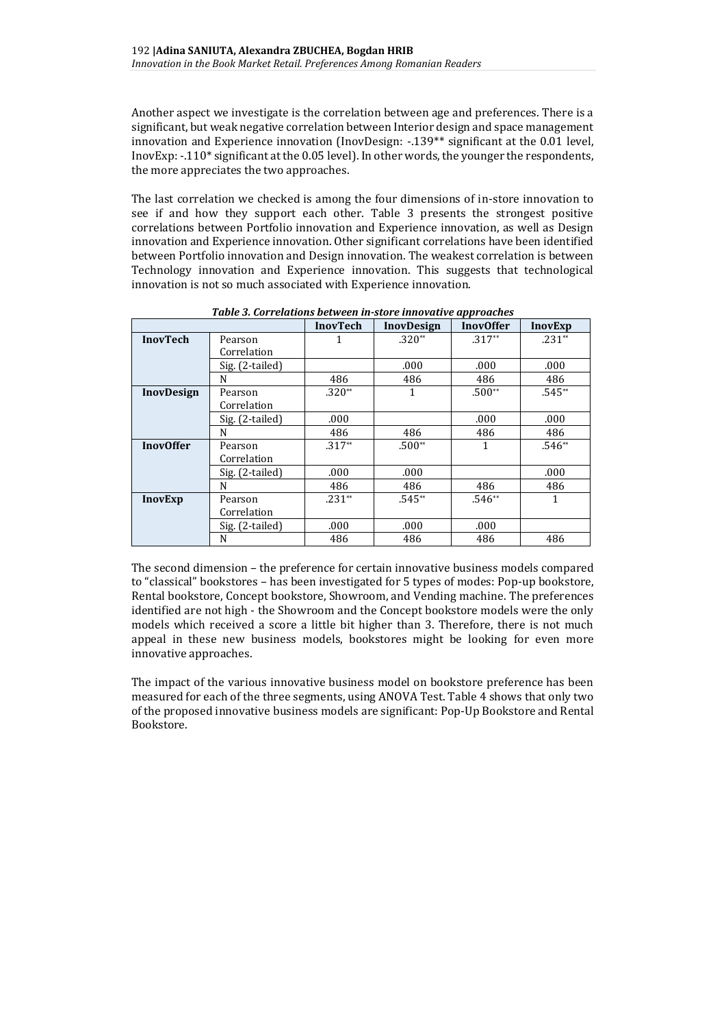Another aspect we investigate is the correlation between age and preferences. There is a significant, but weak negative correlation between Interior design and space management innovation and Experience innovation (InovDesign: -.139** significant at the 0.01 level, InovExp: -.110* significant at the 0.05 level). In other words, the younger the respondents, the more appreciates the two approaches.

The last correlation we checked is among the four dimensions of in-store innovation to see if and how they support each other. Table 3 presents the strongest positive correlations between Portfolio innovation and Experience innovation, as well as Design innovation and Experience innovation. Other significant correlations have been identified between Portfolio innovation and Design innovation. The weakest correlation is between Technology innovation and Experience innovation. This suggests that technological innovation is not so much associated with Experience innovation.

***Table 3. Correlations between in-store innovative approaches***

| | | InovTech | InovDesign | InovOffer | InovExp |
|---|---|---|---|---|---|
| **InovTech** | Pearson Correlation | 1 | .320** | .317** | .231** |
| | Sig. (2-tailed) | | .000 | .000 | .000 |
| | N | 486 | 486 | 486 | 486 |
| **InovDesign** | Pearson Correlation | .320** | 1 | .500** | .545** |
| | Sig. (2-tailed) | .000 | | .000 | .000 |
| | N | 486 | 486 | 486 | 486 |
| **InovOffer** | Pearson Correlation | .317** | .500** | 1 | .546** |
| | Sig. (2-tailed) | .000 | .000 | | .000 |
| | N | 486 | 486 | 486 | 486 |
| **InovExp** | Pearson Correlation | .231** | .545** | .546** | 1 |
| | Sig. (2-tailed) | .000 | .000 | .000 | |
| | N | 486 | 486 | 486 | 486 |

The second dimension – the preference for certain innovative business models compared to "classical" bookstores – has been investigated for 5 types of modes: Pop-up bookstore, Rental bookstore, Concept bookstore, Showroom, and Vending machine. The preferences identified are not high - the Showroom and the Concept bookstore models were the only models which received a score a little bit higher than 3. Therefore, there is not much appeal in these new business models, bookstores might be looking for even more innovative approaches.

The impact of the various innovative business model on bookstore preference has been measured for each of the three segments, using ANOVA Test. Table 4 shows that only two of the proposed innovative business models are significant: Pop-Up Bookstore and Rental Bookstore.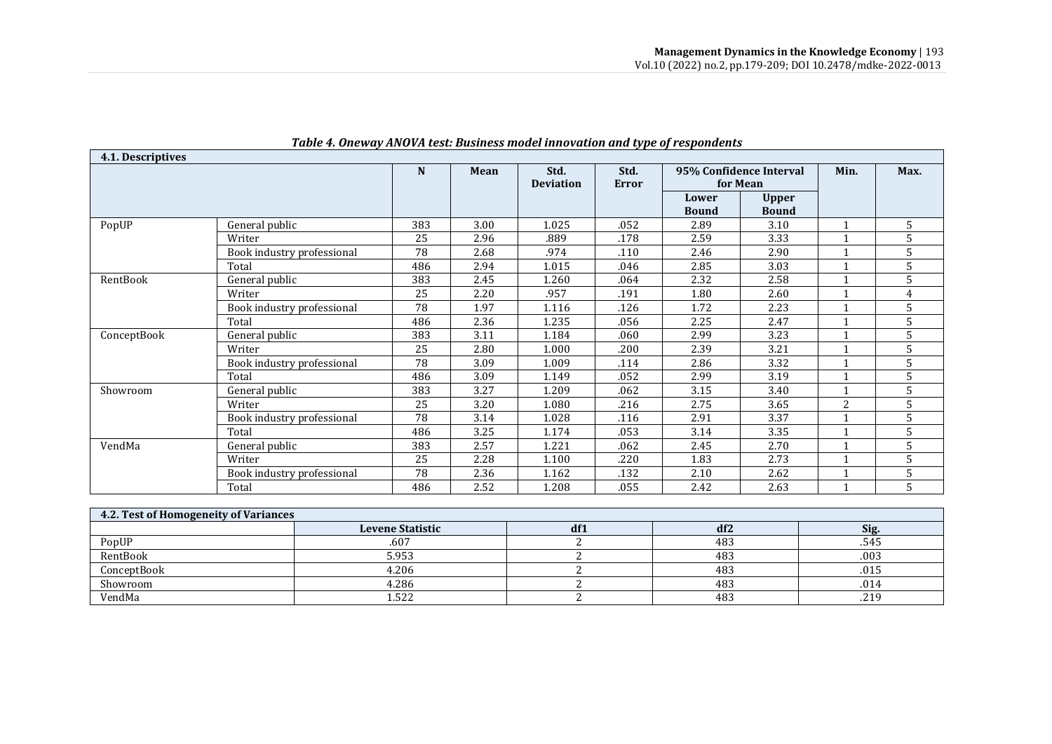*Table 4. Oneway ANOVA test: Business model innovation and type of respondents*

**4.1. Descriptives**

| | | N | Mean | Std. Deviation | Std. Error | 95% Confidence Interval for Mean | | Min. | Max. |
|---|---|---|---|---|---|---|---|---|---|
| | | | | | | Lower Bound | Upper Bound | | |
| PopUP | General public | 383 | 3.00 | 1.025 | .052 | 2.89 | 3.10 | 1 | 5 |
| | Writer | 25 | 2.96 | .889 | .178 | 2.59 | 3.33 | 1 | 5 |
| | Book industry professional | 78 | 2.68 | .974 | .110 | 2.46 | 2.90 | 1 | 5 |
| | Total | 486 | 2.94 | 1.015 | .046 | 2.85 | 3.03 | 1 | 5 |
| RentBook | General public | 383 | 2.45 | 1.260 | .064 | 2.32 | 2.58 | 1 | 5 |
| | Writer | 25 | 2.20 | .957 | .191 | 1.80 | 2.60 | 1 | 4 |
| | Book industry professional | 78 | 1.97 | 1.116 | .126 | 1.72 | 2.23 | 1 | 5 |
| | Total | 486 | 2.36 | 1.235 | .056 | 2.25 | 2.47 | 1 | 5 |
| ConceptBook | General public | 383 | 3.11 | 1.184 | .060 | 2.99 | 3.23 | 1 | 5 |
| | Writer | 25 | 2.80 | 1.000 | .200 | 2.39 | 3.21 | 1 | 5 |
| | Book industry professional | 78 | 3.09 | 1.009 | .114 | 2.86 | 3.32 | 1 | 5 |
| | Total | 486 | 3.09 | 1.149 | .052 | 2.99 | 3.19 | 1 | 5 |
| Showroom | General public | 383 | 3.27 | 1.209 | .062 | 3.15 | 3.40 | 1 | 5 |
| | Writer | 25 | 3.20 | 1.080 | .216 | 2.75 | 3.65 | 2 | 5 |
| | Book industry professional | 78 | 3.14 | 1.028 | .116 | 2.91 | 3.37 | 1 | 5 |
| | Total | 486 | 3.25 | 1.174 | .053 | 3.14 | 3.35 | 1 | 5 |
| VendMa | General public | 383 | 2.57 | 1.221 | .062 | 2.45 | 2.70 | 1 | 5 |
| | Writer | 25 | 2.28 | 1.100 | .220 | 1.83 | 2.73 | 1 | 5 |
| | Book industry professional | 78 | 2.36 | 1.162 | .132 | 2.10 | 2.62 | 1 | 5 |
| | Total | 486 | 2.52 | 1.208 | .055 | 2.42 | 2.63 | 1 | 5 |

**4.2. Test of Homogeneity of Variances**

| | Levene Statistic | df1 | df2 | Sig. |
|---|---|---|---|---|
| PopUP | .607 | 2 | 483 | .545 |
| RentBook | 5.953 | 2 | 483 | .003 |
| ConceptBook | 4.206 | 2 | 483 | .015 |
| Showroom | 4.286 | 2 | 483 | .014 |
| VendMa | 1.522 | 2 | 483 | .219 |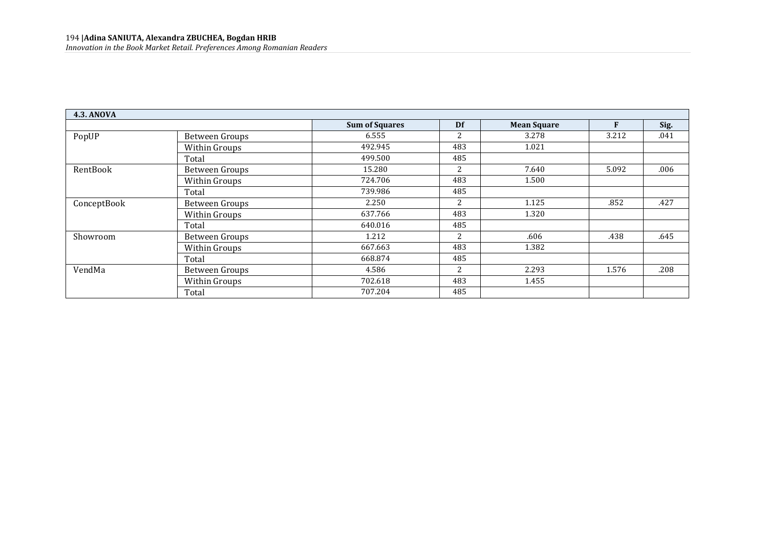| 4.3. ANOVA | | | | | | |
|---|---|---|---|---|---|---|
| | | Sum of Squares | Df | Mean Square | F | Sig. |
| PopUP | Between Groups | 6.555 | 2 | 3.278 | 3.212 | .041 |
| | Within Groups | 492.945 | 483 | 1.021 | | |
| | Total | 499.500 | 485 | | | |
| RentBook | Between Groups | 15.280 | 2 | 7.640 | 5.092 | .006 |
| | Within Groups | 724.706 | 483 | 1.500 | | |
| | Total | 739.986 | 485 | | | |
| ConceptBook | Between Groups | 2.250 | 2 | 1.125 | .852 | .427 |
| | Within Groups | 637.766 | 483 | 1.320 | | |
| | Total | 640.016 | 485 | | | |
| Showroom | Between Groups | 1.212 | 2 | .606 | .438 | .645 |
| | Within Groups | 667.663 | 483 | 1.382 | | |
| | Total | 668.874 | 485 | | | |
| VendMa | Between Groups | 4.586 | 2 | 2.293 | 1.576 | .208 |
| | Within Groups | 702.618 | 483 | 1.455 | | |
| | Total | 707.204 | 485 | | | |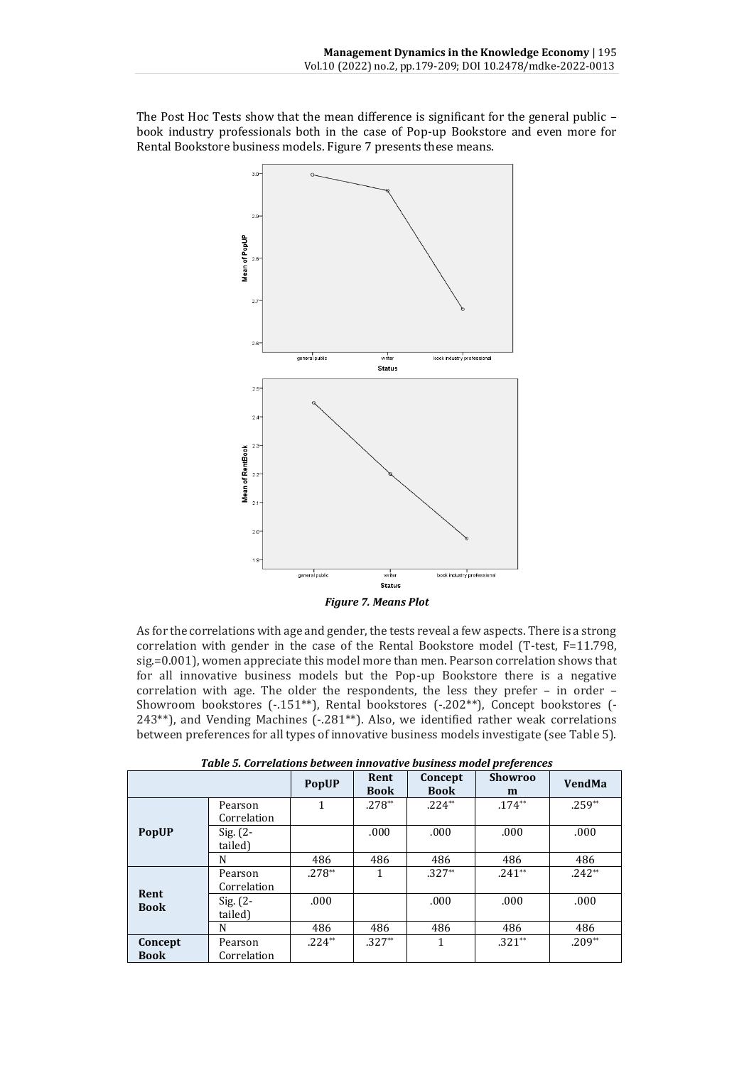The Post Hoc Tests show that the mean difference is significant for the general public – book industry professionals both in the case of Pop-up Bookstore and even more for Rental Bookstore business models. Figure 7 presents these means.

*Figure 7. Means Plot*

As for the correlations with age and gender, the tests reveal a few aspects. There is a strong correlation with gender in the case of the Rental Bookstore model (T-test, F=11.798, sig.=0.001), women appreciate this model more than men. Pearson correlation shows that for all innovative business models but the Pop-up Bookstore there is a negative correlation with age. The older the respondents, the less they prefer – in order – Showroom bookstores (-.151**), Rental bookstores (-.202**), Concept bookstores (-243**), and Vending Machines (-.281**). Also, we identified rather weak correlations between preferences for all types of innovative business models investigate (see Table 5).

***Table 5. Correlations between innovative business model preferences***

| | | PopUP | Rent Book | Concept Book | Showroom | VendMa |
|---|---|---|---|---|---|---|
| **PopUP** | Pearson Correlation | 1 | .278** | .224** | .174** | .259** |
| | Sig. (2-tailed) | | .000 | .000 | .000 | .000 |
| | N | 486 | 486 | 486 | 486 | 486 |
| **Rent Book** | Pearson Correlation | .278** | 1 | .327** | .241** | .242** |
| | Sig. (2-tailed) | .000 | | .000 | .000 | .000 |
| | N | 486 | 486 | 486 | 486 | 486 |
| **Concept Book** | Pearson Correlation | .224** | .327** | 1 | .321** | .209** |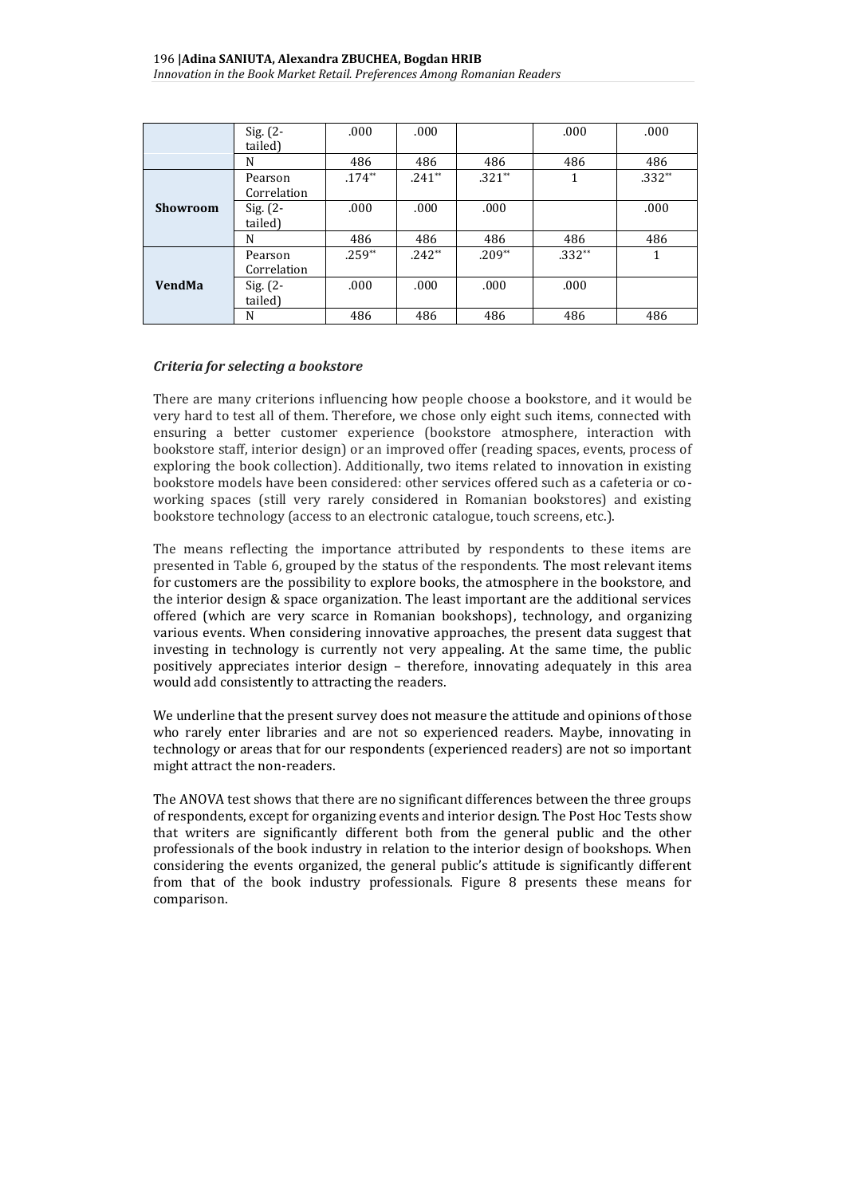|  |  |  |  |  |  |  |
|---|---|---|---|---|---|---|
|  | Sig. (2-tailed) | .000 | .000 |  | .000 | .000 |
|  | N | 486 | 486 | 486 | 486 | 486 |
| **Showroom** | Pearson Correlation | .174** | .241** | .321** | 1 | .332** |
|  | Sig. (2-tailed) | .000 | .000 | .000 |  | .000 |
|  | N | 486 | 486 | 486 | 486 | 486 |
| **VendMa** | Pearson Correlation | .259** | .242** | .209** | .332** | 1 |
|  | Sig. (2-tailed) | .000 | .000 | .000 | .000 |  |
|  | N | 486 | 486 | 486 | 486 | 486 |

### *Criteria for selecting a bookstore*

There are many criterions influencing how people choose a bookstore, and it would be very hard to test all of them. Therefore, we chose only eight such items, connected with ensuring a better customer experience (bookstore atmosphere, interaction with bookstore staff, interior design) or an improved offer (reading spaces, events, process of exploring the book collection). Additionally, two items related to innovation in existing bookstore models have been considered: other services offered such as a cafeteria or co-working spaces (still very rarely considered in Romanian bookstores) and existing bookstore technology (access to an electronic catalogue, touch screens, etc.).

The means reflecting the importance attributed by respondents to these items are presented in Table 6, grouped by the status of the respondents. The most relevant items for customers are the possibility to explore books, the atmosphere in the bookstore, and the interior design & space organization. The least important are the additional services offered (which are very scarce in Romanian bookshops), technology, and organizing various events. When considering innovative approaches, the present data suggest that investing in technology is currently not very appealing. At the same time, the public positively appreciates interior design – therefore, innovating adequately in this area would add consistently to attracting the readers.

We underline that the present survey does not measure the attitude and opinions of those who rarely enter libraries and are not so experienced readers. Maybe, innovating in technology or areas that for our respondents (experienced readers) are not so important might attract the non-readers.

The ANOVA test shows that there are no significant differences between the three groups of respondents, except for organizing events and interior design. The Post Hoc Tests show that writers are significantly different both from the general public and the other professionals of the book industry in relation to the interior design of bookshops. When considering the events organized, the general public's attitude is significantly different from that of the book industry professionals. Figure 8 presents these means for comparison.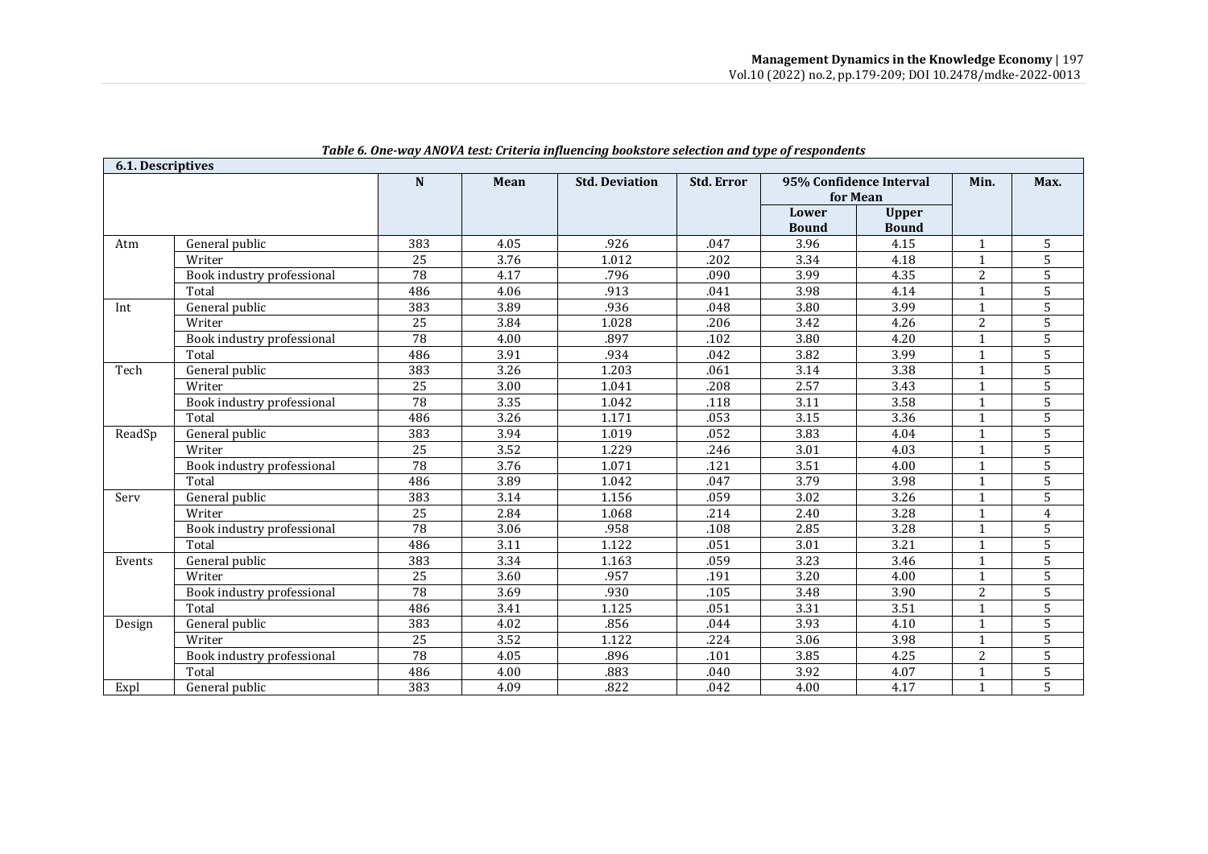*Table 6. One-way ANOVA test: Criteria influencing bookstore selection and type of respondents*

| 6.1. Descriptives | | | | | | | | | |
|---|---|---|---|---|---|---|---|---|---|
| | | N | Mean | Std. Deviation | Std. Error | 95% Confidence Interval for Mean | | Min. | Max. |
| | | | | | | Lower Bound | Upper Bound | | |
| Atm | General public | 383 | 4.05 | .926 | .047 | 3.96 | 4.15 | 1 | 5 |
| | Writer | 25 | 3.76 | 1.012 | .202 | 3.34 | 4.18 | 1 | 5 |
| | Book industry professional | 78 | 4.17 | .796 | .090 | 3.99 | 4.35 | 2 | 5 |
| | Total | 486 | 4.06 | .913 | .041 | 3.98 | 4.14 | 1 | 5 |
| Int | General public | 383 | 3.89 | .936 | .048 | 3.80 | 3.99 | 1 | 5 |
| | Writer | 25 | 3.84 | 1.028 | .206 | 3.42 | 4.26 | 2 | 5 |
| | Book industry professional | 78 | 4.00 | .897 | .102 | 3.80 | 4.20 | 1 | 5 |
| | Total | 486 | 3.91 | .934 | .042 | 3.82 | 3.99 | 1 | 5 |
| Tech | General public | 383 | 3.26 | 1.203 | .061 | 3.14 | 3.38 | 1 | 5 |
| | Writer | 25 | 3.00 | 1.041 | .208 | 2.57 | 3.43 | 1 | 5 |
| | Book industry professional | 78 | 3.35 | 1.042 | .118 | 3.11 | 3.58 | 1 | 5 |
| | Total | 486 | 3.26 | 1.171 | .053 | 3.15 | 3.36 | 1 | 5 |
| ReadSp | General public | 383 | 3.94 | 1.019 | .052 | 3.83 | 4.04 | 1 | 5 |
| | Writer | 25 | 3.52 | 1.229 | .246 | 3.01 | 4.03 | 1 | 5 |
| | Book industry professional | 78 | 3.76 | 1.071 | .121 | 3.51 | 4.00 | 1 | 5 |
| | Total | 486 | 3.89 | 1.042 | .047 | 3.79 | 3.98 | 1 | 5 |
| Serv | General public | 383 | 3.14 | 1.156 | .059 | 3.02 | 3.26 | 1 | 5 |
| | Writer | 25 | 2.84 | 1.068 | .214 | 2.40 | 3.28 | 1 | 4 |
| | Book industry professional | 78 | 3.06 | .958 | .108 | 2.85 | 3.28 | 1 | 5 |
| | Total | 486 | 3.11 | 1.122 | .051 | 3.01 | 3.21 | 1 | 5 |
| Events | General public | 383 | 3.34 | 1.163 | .059 | 3.23 | 3.46 | 1 | 5 |
| | Writer | 25 | 3.60 | .957 | .191 | 3.20 | 4.00 | 1 | 5 |
| | Book industry professional | 78 | 3.69 | .930 | .105 | 3.48 | 3.90 | 2 | 5 |
| | Total | 486 | 3.41 | 1.125 | .051 | 3.31 | 3.51 | 1 | 5 |
| Design | General public | 383 | 4.02 | .856 | .044 | 3.93 | 4.10 | 1 | 5 |
| | Writer | 25 | 3.52 | 1.122 | .224 | 3.06 | 3.98 | 1 | 5 |
| | Book industry professional | 78 | 4.05 | .896 | .101 | 3.85 | 4.25 | 2 | 5 |
| | Total | 486 | 4.00 | .883 | .040 | 3.92 | 4.07 | 1 | 5 |
| Expl | General public | 383 | 4.09 | .822 | .042 | 4.00 | 4.17 | 1 | 5 |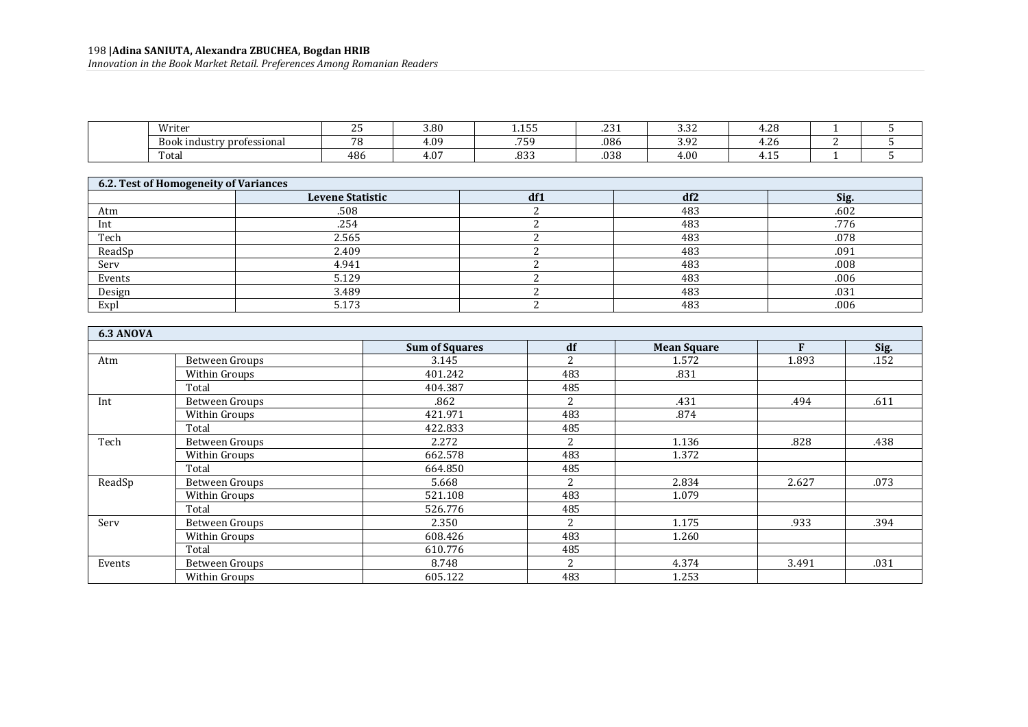| | | | | | | | | |
|---|---|---|---|---|---|---|---|---|
| | Writer | 25 | 3.80 | 1.155 | .231 | 3.32 | 4.28 | 1 | 5 |
| | Book industry professional | 78 | 4.09 | .759 | .086 | 3.92 | 4.26 | 2 | 5 |
| | Total | 486 | 4.07 | .833 | .038 | 4.00 | 4.15 | 1 | 5 |

**6.2. Test of Homogeneity of Variances**

| | Levene Statistic | df1 | df2 | Sig. |
|---|---|---|---|---|
| Atm | .508 | 2 | 483 | .602 |
| Int | .254 | 2 | 483 | .776 |
| Tech | 2.565 | 2 | 483 | .078 |
| ReadSp | 2.409 | 2 | 483 | .091 |
| Serv | 4.941 | 2 | 483 | .008 |
| Events | 5.129 | 2 | 483 | .006 |
| Design | 3.489 | 2 | 483 | .031 |
| Expl | 5.173 | 2 | 483 | .006 |

**6.3 ANOVA**

| | | Sum of Squares | df | Mean Square | F | Sig. |
|---|---|---|---|---|---|---|
| Atm | Between Groups | 3.145 | 2 | 1.572 | 1.893 | .152 |
| | Within Groups | 401.242 | 483 | .831 | | |
| | Total | 404.387 | 485 | | | |
| Int | Between Groups | .862 | 2 | .431 | .494 | .611 |
| | Within Groups | 421.971 | 483 | .874 | | |
| | Total | 422.833 | 485 | | | |
| Tech | Between Groups | 2.272 | 2 | 1.136 | .828 | .438 |
| | Within Groups | 662.578 | 483 | 1.372 | | |
| | Total | 664.850 | 485 | | | |
| ReadSp | Between Groups | 5.668 | 2 | 2.834 | 2.627 | .073 |
| | Within Groups | 521.108 | 483 | 1.079 | | |
| | Total | 526.776 | 485 | | | |
| Serv | Between Groups | 2.350 | 2 | 1.175 | .933 | .394 |
| | Within Groups | 608.426 | 483 | 1.260 | | |
| | Total | 610.776 | 485 | | | |
| Events | Between Groups | 8.748 | 2 | 4.374 | 3.491 | .031 |
| | Within Groups | 605.122 | 483 | 1.253 | | |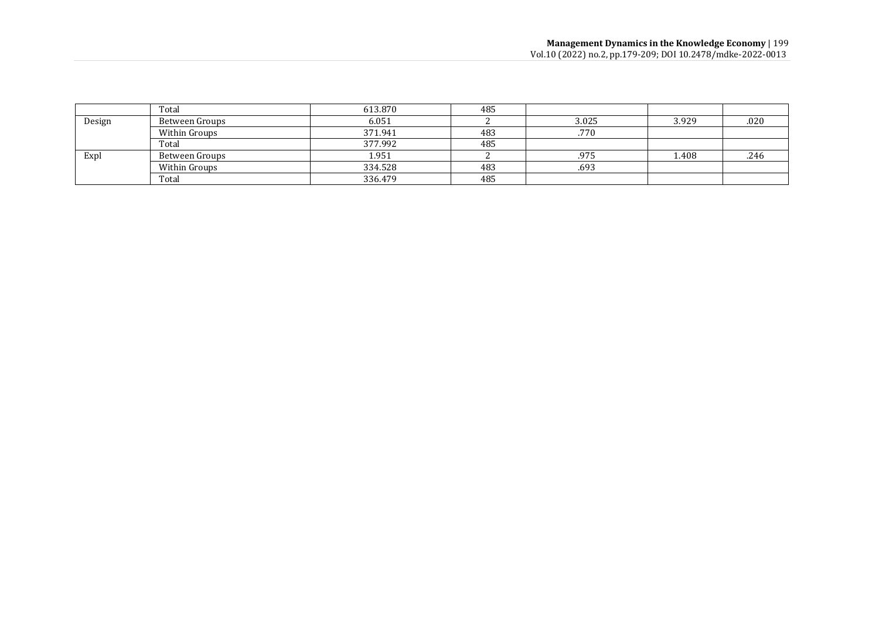|  |  |  |  |  |  |  |
|---|---|---|---|---|---|---|
|  | Total | 613.870 | 485 |  |  |  |
| Design | Between Groups | 6.051 | 2 | 3.025 | 3.929 | .020 |
|  | Within Groups | 371.941 | 483 | .770 |  |  |
|  | Total | 377.992 | 485 |  |  |  |
| Expl | Between Groups | 1.951 | 2 | .975 | 1.408 | .246 |
|  | Within Groups | 334.528 | 483 | .693 |  |  |
|  | Total | 336.479 | 485 |  |  |  |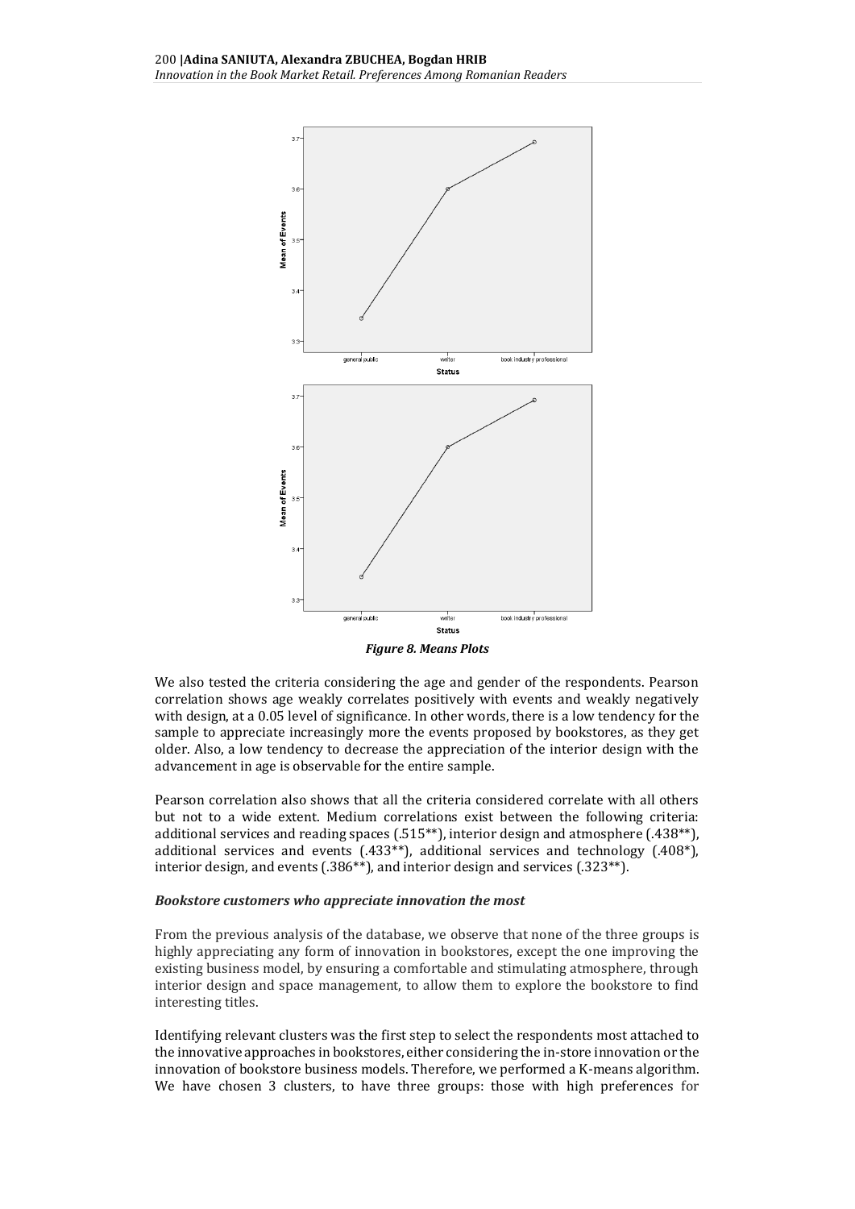*Figure 8. Means Plots*

We also tested the criteria considering the age and gender of the respondents. Pearson correlation shows age weakly correlates positively with events and weakly negatively with design, at a 0.05 level of significance. In other words, there is a low tendency for the sample to appreciate increasingly more the events proposed by bookstores, as they get older. Also, a low tendency to decrease the appreciation of the interior design with the advancement in age is observable for the entire sample.

Pearson correlation also shows that all the criteria considered correlate with all others but not to a wide extent. Medium correlations exist between the following criteria: additional services and reading spaces (.515**), interior design and atmosphere (.438**), additional services and events (.433**), additional services and technology (.408*), interior design, and events (.386**), and interior design and services (.323**).

### *Bookstore customers who appreciate innovation the most*

From the previous analysis of the database, we observe that none of the three groups is highly appreciating any form of innovation in bookstores, except the one improving the existing business model, by ensuring a comfortable and stimulating atmosphere, through interior design and space management, to allow them to explore the bookstore to find interesting titles.

Identifying relevant clusters was the first step to select the respondents most attached to the innovative approaches in bookstores, either considering the in-store innovation or the innovation of bookstore business models. Therefore, we performed a K-means algorithm. We have chosen 3 clusters, to have three groups: those with high preferences for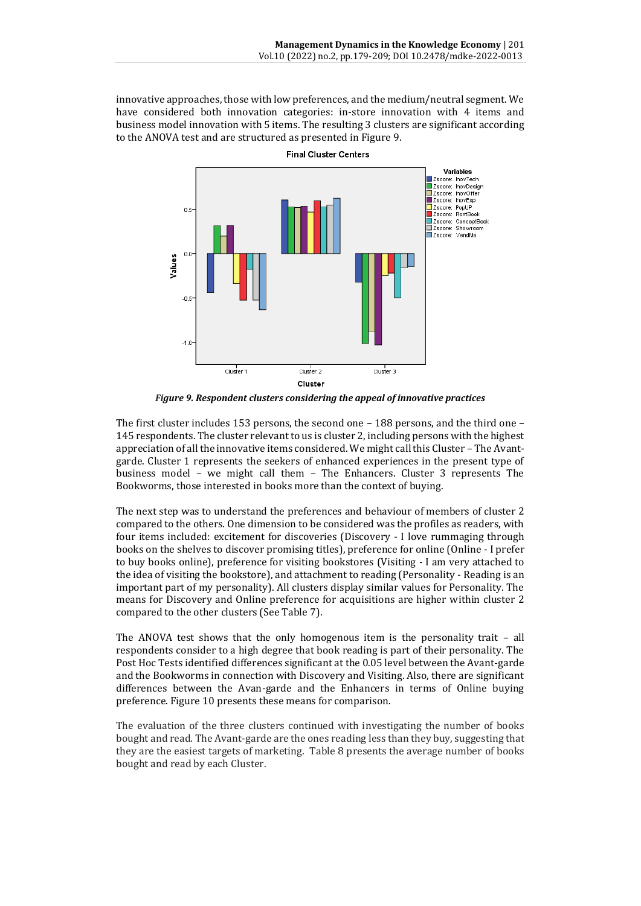innovative approaches, those with low preferences, and the medium/neutral segment. We have considered both innovation categories: in-store innovation with 4 items and business model innovation with 5 items. The resulting 3 clusters are significant according to the ANOVA test and are structured as presented in Figure 9.

***Figure 9. Respondent clusters considering the appeal of innovative practices***

The first cluster includes 153 persons, the second one – 188 persons, and the third one – 145 respondents. The cluster relevant to us is cluster 2, including persons with the highest appreciation of all the innovative items considered. We might call this Cluster – The Avant-garde. Cluster 1 represents the seekers of enhanced experiences in the present type of business model – we might call them – The Enhancers. Cluster 3 represents The Bookworms, those interested in books more than the context of buying.

The next step was to understand the preferences and behaviour of members of cluster 2 compared to the others. One dimension to be considered was the profiles as readers, with four items included: excitement for discoveries (Discovery - I love rummaging through books on the shelves to discover promising titles), preference for online (Online - I prefer to buy books online), preference for visiting bookstores (Visiting - I am very attached to the idea of visiting the bookstore), and attachment to reading (Personality - Reading is an important part of my personality). All clusters display similar values for Personality. The means for Discovery and Online preference for acquisitions are higher within cluster 2 compared to the other clusters (See Table 7).

The ANOVA test shows that the only homogenous item is the personality trait – all respondents consider to a high degree that book reading is part of their personality. The Post Hoc Tests identified differences significant at the 0.05 level between the Avant-garde and the Bookworms in connection with Discovery and Visiting. Also, there are significant differences between the Avan-garde and the Enhancers in terms of Online buying preference. Figure 10 presents these means for comparison.

The evaluation of the three clusters continued with investigating the number of books bought and read. The Avant-garde are the ones reading less than they buy, suggesting that they are the easiest targets of marketing. Table 8 presents the average number of books bought and read by each Cluster.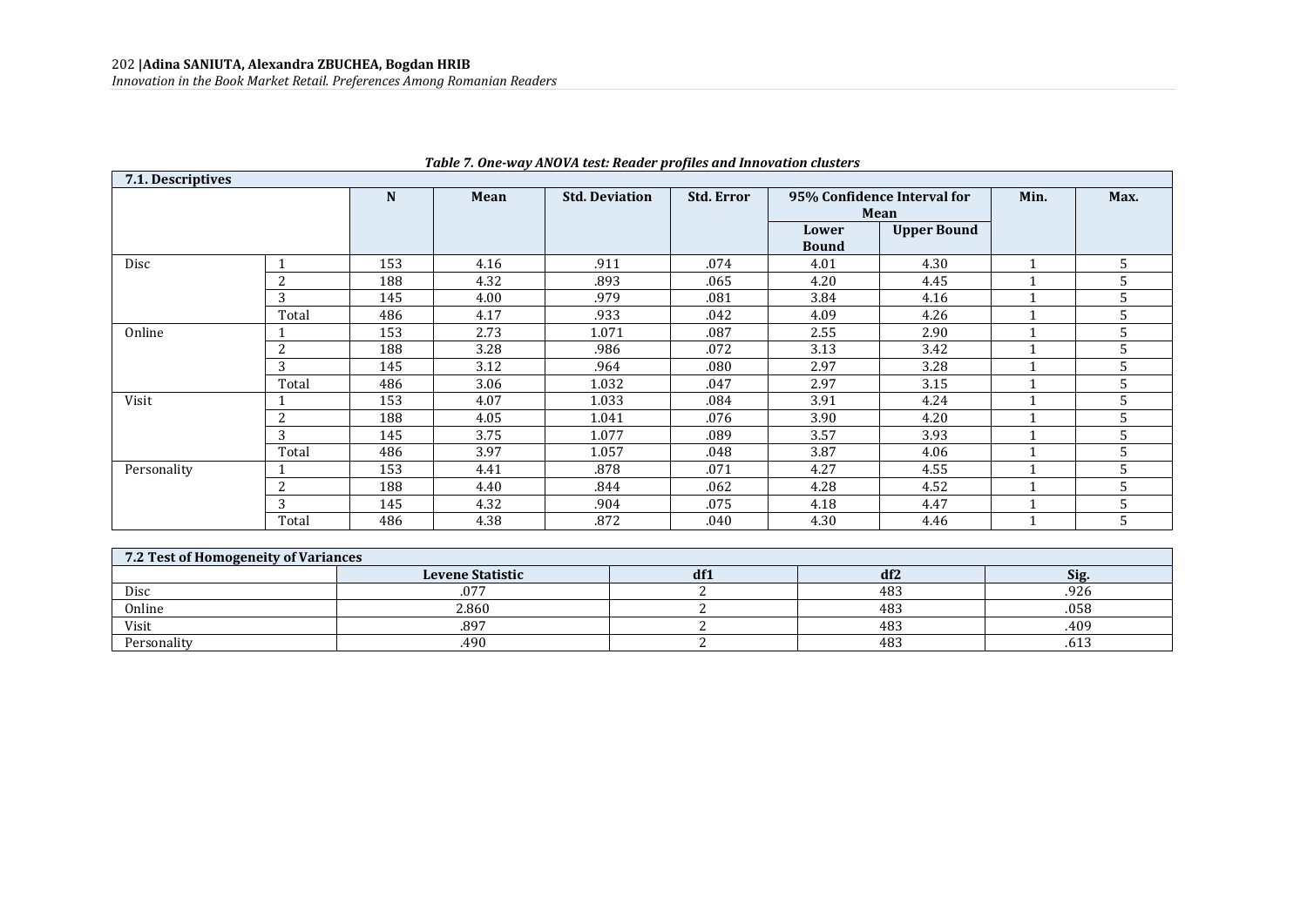*Table 7. One-way ANOVA test: Reader profiles and Innovation clusters*

**7.1. Descriptives**

| | | N | Mean | Std. Deviation | Std. Error | 95% Confidence Interval for Mean | | Min. | Max. |
|---|---|---|---|---|---|---|---|---|---|
| | | | | | | Lower Bound | Upper Bound | | |
| Disc | 1 | 153 | 4.16 | .911 | .074 | 4.01 | 4.30 | 1 | 5 |
| | 2 | 188 | 4.32 | .893 | .065 | 4.20 | 4.45 | 1 | 5 |
| | 3 | 145 | 4.00 | .979 | .081 | 3.84 | 4.16 | 1 | 5 |
| | Total | 486 | 4.17 | .933 | .042 | 4.09 | 4.26 | 1 | 5 |
| Online | 1 | 153 | 2.73 | 1.071 | .087 | 2.55 | 2.90 | 1 | 5 |
| | 2 | 188 | 3.28 | .986 | .072 | 3.13 | 3.42 | 1 | 5 |
| | 3 | 145 | 3.12 | .964 | .080 | 2.97 | 3.28 | 1 | 5 |
| | Total | 486 | 3.06 | 1.032 | .047 | 2.97 | 3.15 | 1 | 5 |
| Visit | 1 | 153 | 4.07 | 1.033 | .084 | 3.91 | 4.24 | 1 | 5 |
| | 2 | 188 | 4.05 | 1.041 | .076 | 3.90 | 4.20 | 1 | 5 |
| | 3 | 145 | 3.75 | 1.077 | .089 | 3.57 | 3.93 | 1 | 5 |
| | Total | 486 | 3.97 | 1.057 | .048 | 3.87 | 4.06 | 1 | 5 |
| Personality | 1 | 153 | 4.41 | .878 | .071 | 4.27 | 4.55 | 1 | 5 |
| | 2 | 188 | 4.40 | .844 | .062 | 4.28 | 4.52 | 1 | 5 |
| | 3 | 145 | 4.32 | .904 | .075 | 4.18 | 4.47 | 1 | 5 |
| | Total | 486 | 4.38 | .872 | .040 | 4.30 | 4.46 | 1 | 5 |

**7.2 Test of Homogeneity of Variances**

| | Levene Statistic | df1 | df2 | Sig. |
|---|---|---|---|---|
| Disc | .077 | 2 | 483 | .926 |
| Online | 2.860 | 2 | 483 | .058 |
| Visit | .897 | 2 | 483 | .409 |
| Personality | .490 | 2 | 483 | .613 |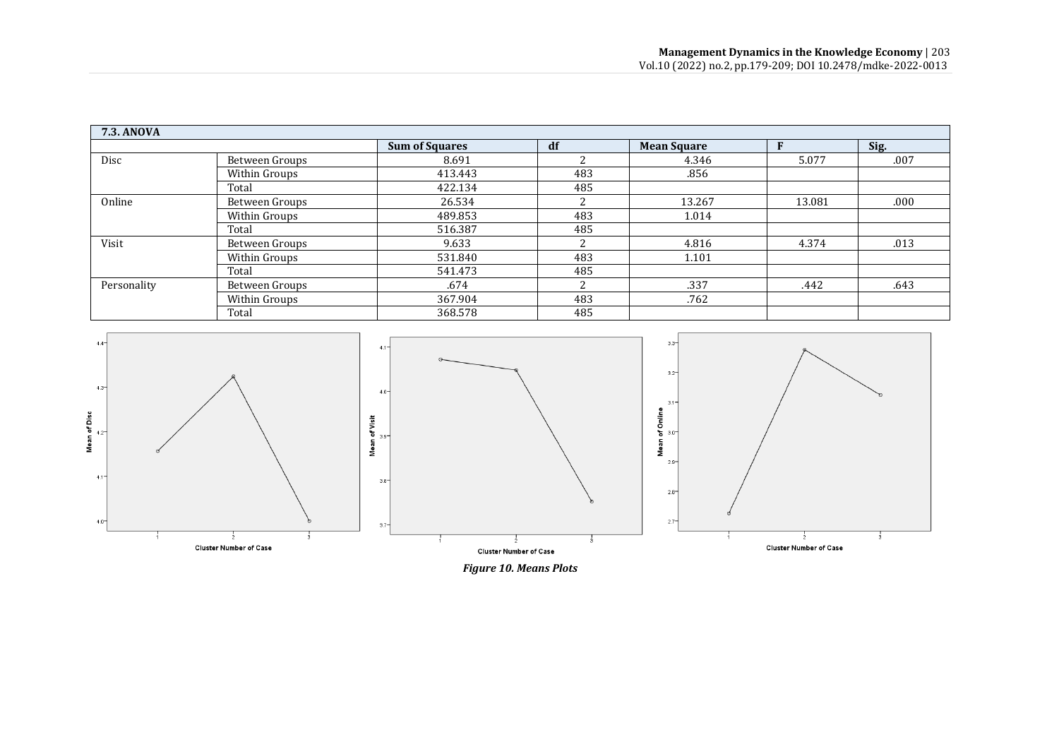### 7.3. ANOVA

| | | Sum of Squares | df | Mean Square | F | Sig. |
|---|---|---|---|---|---|---|
| Disc | Between Groups | 8.691 | 2 | 4.346 | 5.077 | .007 |
| | Within Groups | 413.443 | 483 | .856 | | |
| | Total | 422.134 | 485 | | | |
| Online | Between Groups | 26.534 | 2 | 13.267 | 13.081 | .000 |
| | Within Groups | 489.853 | 483 | 1.014 | | |
| | Total | 516.387 | 485 | | | |
| Visit | Between Groups | 9.633 | 2 | 4.816 | 4.374 | .013 |
| | Within Groups | 531.840 | 483 | 1.101 | | |
| | Total | 541.473 | 485 | | | |
| Personality | Between Groups | .674 | 2 | .337 | .442 | .643 |
| | Within Groups | 367.904 | 483 | .762 | | |
| | Total | 368.578 | 485 | | | |

***Figure 10. Means Plots***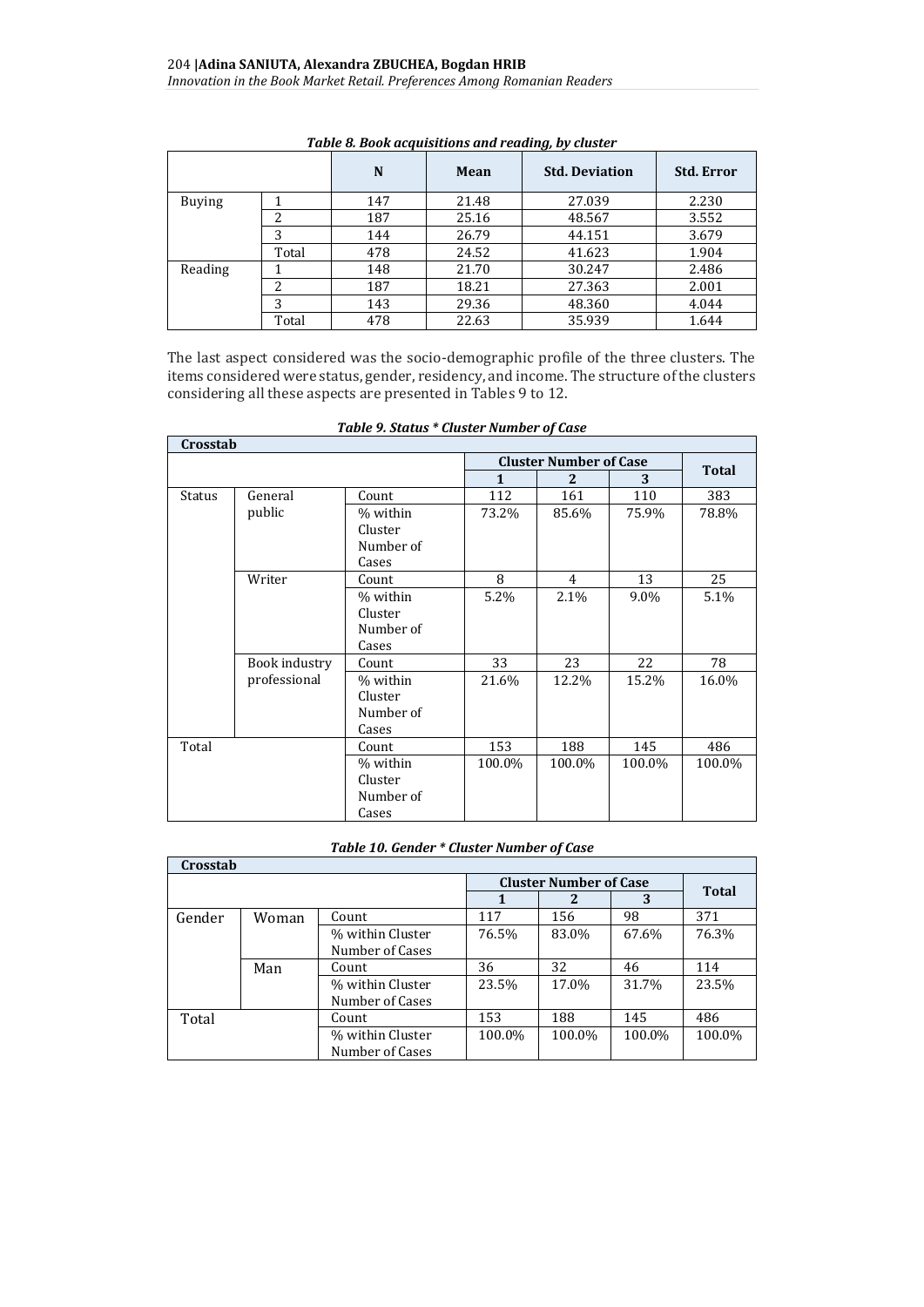*Table 8. Book acquisitions and reading, by cluster*

| | | N | Mean | Std. Deviation | Std. Error |
|---|---|---|---|---|---|
| Buying | 1 | 147 | 21.48 | 27.039 | 2.230 |
| | 2 | 187 | 25.16 | 48.567 | 3.552 |
| | 3 | 144 | 26.79 | 44.151 | 3.679 |
| | Total | 478 | 24.52 | 41.623 | 1.904 |
| Reading | 1 | 148 | 21.70 | 30.247 | 2.486 |
| | 2 | 187 | 18.21 | 27.363 | 2.001 |
| | 3 | 143 | 29.36 | 48.360 | 4.044 |
| | Total | 478 | 22.63 | 35.939 | 1.644 |

The last aspect considered was the socio-demographic profile of the three clusters. The items considered were status, gender, residency, and income. The structure of the clusters considering all these aspects are presented in Tables 9 to 12.

*Table 9. Status * Cluster Number of Case*

| **Crosstab** | | | | | | |
|---|---|---|---|---|---|---|
| | | | **Cluster Number of Case** | | | **Total** |
| | | | **1** | **2** | **3** | |
| Status | General public | Count | 112 | 161 | 110 | 383 |
| | | % within Cluster Number of Cases | 73.2% | 85.6% | 75.9% | 78.8% |
| | Writer | Count | 8 | 4 | 13 | 25 |
| | | % within Cluster Number of Cases | 5.2% | 2.1% | 9.0% | 5.1% |
| | Book industry professional | Count | 33 | 23 | 22 | 78 |
| | | % within Cluster Number of Cases | 21.6% | 12.2% | 15.2% | 16.0% |
| Total | | Count | 153 | 188 | 145 | 486 |
| | | % within Cluster Number of Cases | 100.0% | 100.0% | 100.0% | 100.0% |

*Table 10. Gender * Cluster Number of Case*

| **Crosstab** | | | | | | |
|---|---|---|---|---|---|---|
| | | | **Cluster Number of Case** | | | **Total** |
| | | | **1** | **2** | **3** | |
| Gender | Woman | Count | 117 | 156 | 98 | 371 |
| | | % within Cluster Number of Cases | 76.5% | 83.0% | 67.6% | 76.3% |
| | Man | Count | 36 | 32 | 46 | 114 |
| | | % within Cluster Number of Cases | 23.5% | 17.0% | 31.7% | 23.5% |
| Total | | Count | 153 | 188 | 145 | 486 |
| | | % within Cluster Number of Cases | 100.0% | 100.0% | 100.0% | 100.0% |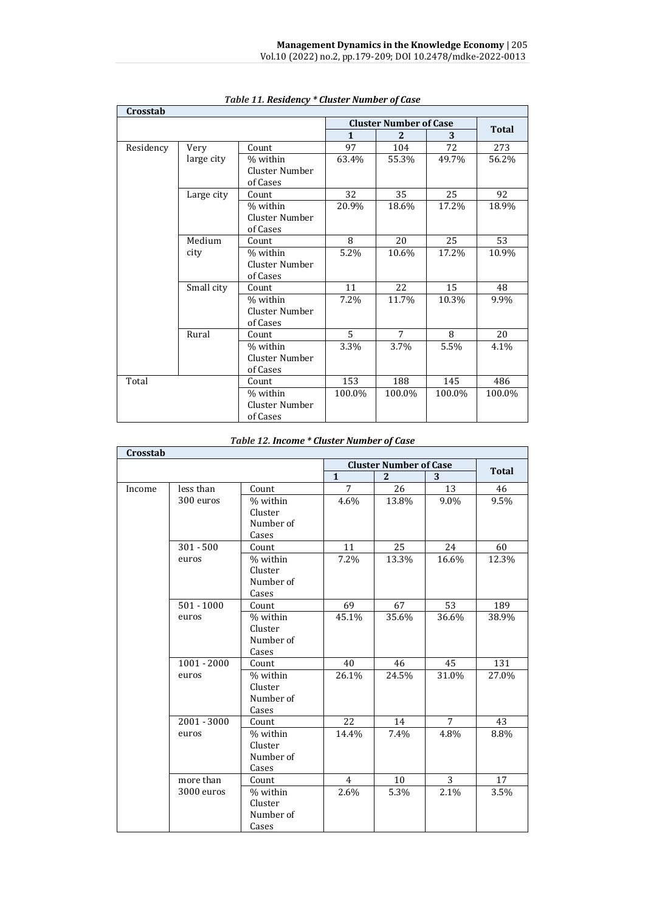*Table 11. Residency * Cluster Number of Case*

| Crosstab | | | | | | |
|---|---|---|---|---|---|---|
| | | | Cluster Number of Case | | | Total |
| | | | 1 | 2 | 3 | |
| Residency | Very large city | Count | 97 | 104 | 72 | 273 |
| | | % within Cluster Number of Cases | 63.4% | 55.3% | 49.7% | 56.2% |
| | Large city | Count | 32 | 35 | 25 | 92 |
| | | % within Cluster Number of Cases | 20.9% | 18.6% | 17.2% | 18.9% |
| | Medium city | Count | 8 | 20 | 25 | 53 |
| | | % within Cluster Number of Cases | 5.2% | 10.6% | 17.2% | 10.9% |
| | Small city | Count | 11 | 22 | 15 | 48 |
| | | % within Cluster Number of Cases | 7.2% | 11.7% | 10.3% | 9.9% |
| | Rural | Count | 5 | 7 | 8 | 20 |
| | | % within Cluster Number of Cases | 3.3% | 3.7% | 5.5% | 4.1% |
| Total | | Count | 153 | 188 | 145 | 486 |
| | | % within Cluster Number of Cases | 100.0% | 100.0% | 100.0% | 100.0% |

*Table 12. Income * Cluster Number of Case*

| Crosstab | | | | | | |
|---|---|---|---|---|---|---|
| | | | Cluster Number of Case | | | Total |
| | | | 1 | 2 | 3 | |
| Income | less than 300 euros | Count | 7 | 26 | 13 | 46 |
| | | % within Cluster Number of Cases | 4.6% | 13.8% | 9.0% | 9.5% |
| | 301 - 500 euros | Count | 11 | 25 | 24 | 60 |
| | | % within Cluster Number of Cases | 7.2% | 13.3% | 16.6% | 12.3% |
| | 501 - 1000 euros | Count | 69 | 67 | 53 | 189 |
| | | % within Cluster Number of Cases | 45.1% | 35.6% | 36.6% | 38.9% |
| | 1001 - 2000 euros | Count | 40 | 46 | 45 | 131 |
| | | % within Cluster Number of Cases | 26.1% | 24.5% | 31.0% | 27.0% |
| | 2001 - 3000 euros | Count | 22 | 14 | 7 | 43 |
| | | % within Cluster Number of Cases | 14.4% | 7.4% | 4.8% | 8.8% |
| | more than 3000 euros | Count | 4 | 10 | 3 | 17 |
| | | % within Cluster Number of Cases | 2.6% | 5.3% | 2.1% | 3.5% |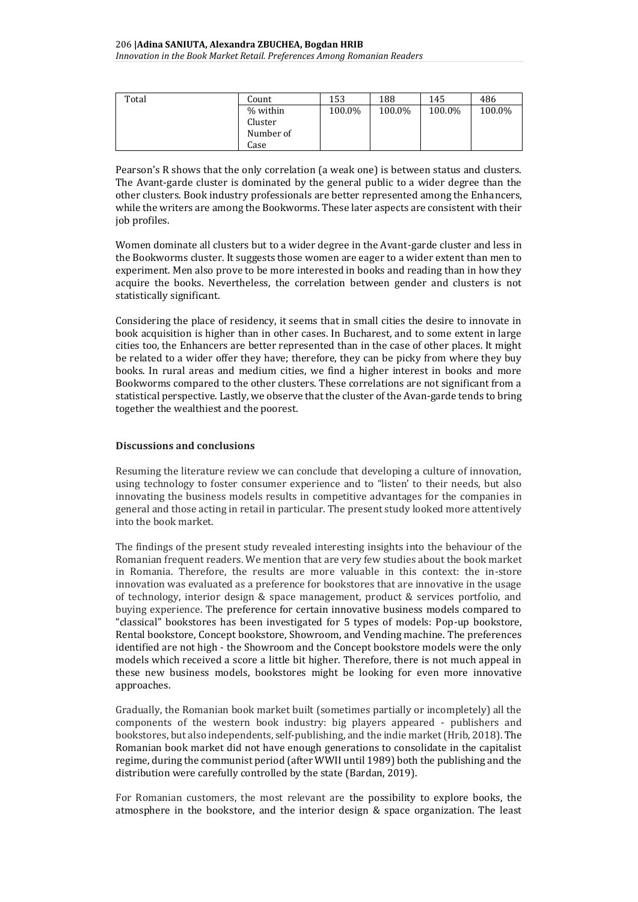| Total | Count | 153 | 188 | 145 | 486 |
|---|---|---|---|---|---|
| | % within Cluster Number of Case | 100.0% | 100.0% | 100.0% | 100.0% |

Pearson's R shows that the only correlation (a weak one) is between status and clusters. The Avant-garde cluster is dominated by the general public to a wider degree than the other clusters. Book industry professionals are better represented among the Enhancers, while the writers are among the Bookworms. These later aspects are consistent with their job profiles.

Women dominate all clusters but to a wider degree in the Avant-garde cluster and less in the Bookworms cluster. It suggests those women are eager to a wider extent than men to experiment. Men also prove to be more interested in books and reading than in how they acquire the books. Nevertheless, the correlation between gender and clusters is not statistically significant.

Considering the place of residency, it seems that in small cities the desire to innovate in book acquisition is higher than in other cases. In Bucharest, and to some extent in large cities too, the Enhancers are better represented than in the case of other places. It might be related to a wider offer they have; therefore, they can be picky from where they buy books. In rural areas and medium cities, we find a higher interest in books and more Bookworms compared to the other clusters. These correlations are not significant from a statistical perspective. Lastly, we observe that the cluster of the Avan-garde tends to bring together the wealthiest and the poorest.

## Discussions and conclusions

Resuming the literature review we can conclude that developing a culture of innovation, using technology to foster consumer experience and to "listen' to their needs, but also innovating the business models results in competitive advantages for the companies in general and those acting in retail in particular. The present study looked more attentively into the book market.

The findings of the present study revealed interesting insights into the behaviour of the Romanian frequent readers. We mention that are very few studies about the book market in Romania. Therefore, the results are more valuable in this context: the in-store innovation was evaluated as a preference for bookstores that are innovative in the usage of technology, interior design & space management, product & services portfolio, and buying experience. The preference for certain innovative business models compared to "classical" bookstores has been investigated for 5 types of models: Pop-up bookstore, Rental bookstore, Concept bookstore, Showroom, and Vending machine. The preferences identified are not high - the Showroom and the Concept bookstore models were the only models which received a score a little bit higher. Therefore, there is not much appeal in these new business models, bookstores might be looking for even more innovative approaches.

Gradually, the Romanian book market built (sometimes partially or incompletely) all the components of the western book industry: big players appeared - publishers and bookstores, but also independents, self-publishing, and the indie market (Hrib, 2018). The Romanian book market did not have enough generations to consolidate in the capitalist regime, during the communist period (after WWII until 1989) both the publishing and the distribution were carefully controlled by the state (Bardan, 2019).

For Romanian customers, the most relevant are the possibility to explore books, the atmosphere in the bookstore, and the interior design & space organization. The least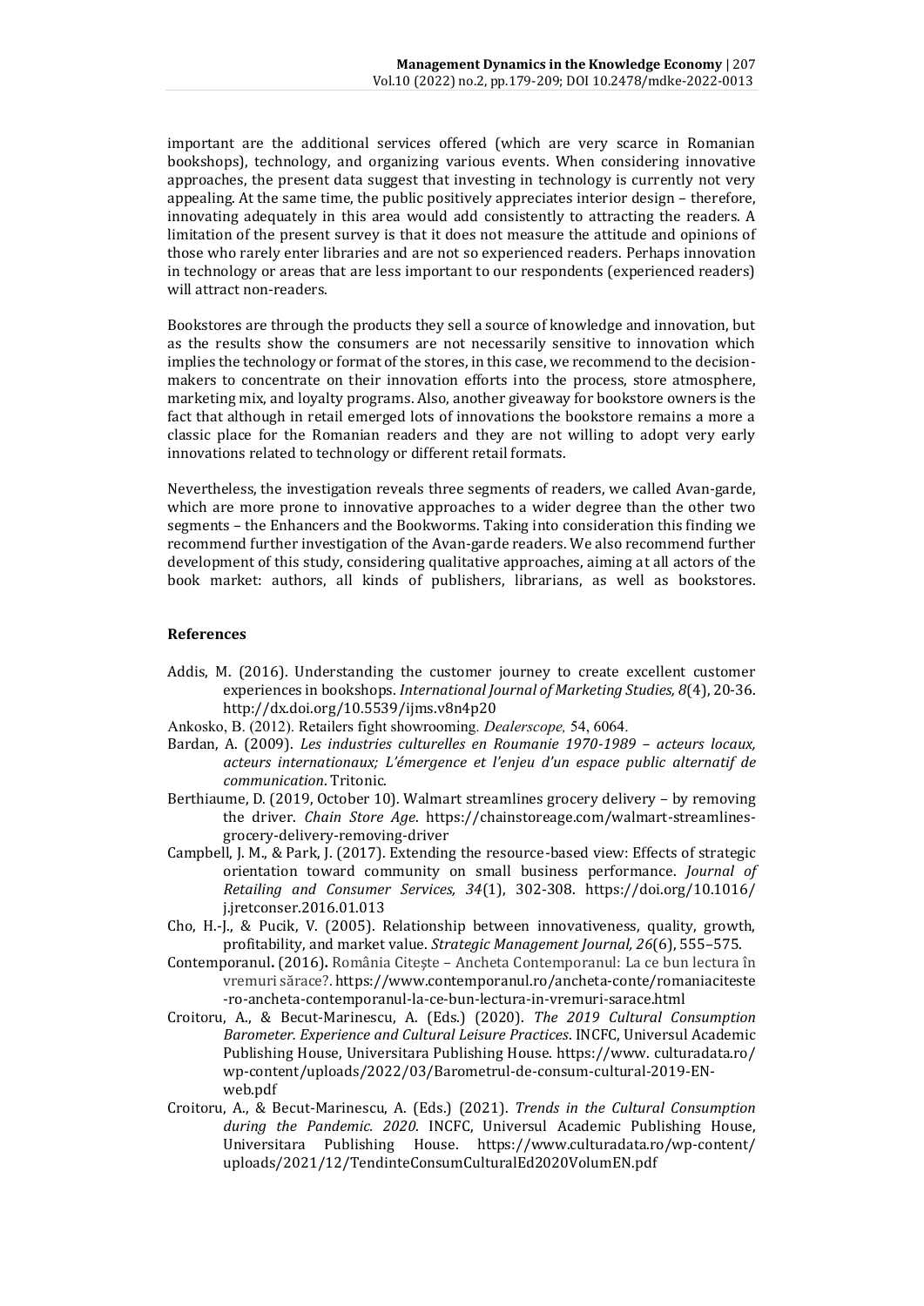important are the additional services offered (which are very scarce in Romanian bookshops), technology, and organizing various events. When considering innovative approaches, the present data suggest that investing in technology is currently not very appealing. At the same time, the public positively appreciates interior design – therefore, innovating adequately in this area would add consistently to attracting the readers. A limitation of the present survey is that it does not measure the attitude and opinions of those who rarely enter libraries and are not so experienced readers. Perhaps innovation in technology or areas that are less important to our respondents (experienced readers) will attract non-readers.

Bookstores are through the products they sell a source of knowledge and innovation, but as the results show the consumers are not necessarily sensitive to innovation which implies the technology or format of the stores, in this case, we recommend to the decision-makers to concentrate on their innovation efforts into the process, store atmosphere, marketing mix, and loyalty programs. Also, another giveaway for bookstore owners is the fact that although in retail emerged lots of innovations the bookstore remains a more a classic place for the Romanian readers and they are not willing to adopt very early innovations related to technology or different retail formats.

Nevertheless, the investigation reveals three segments of readers, we called Avan-garde, which are more prone to innovative approaches to a wider degree than the other two segments – the Enhancers and the Bookworms. Taking into consideration this finding we recommend further investigation of the Avan-garde readers. We also recommend further development of this study, considering qualitative approaches, aiming at all actors of the book market: authors, all kinds of publishers, librarians, as well as bookstores.

## References

Addis, M. (2016). Understanding the customer journey to create excellent customer experiences in bookshops. *International Journal of Marketing Studies, 8*(4), 20-36. http://dx.doi.org/10.5539/ijms.v8n4p20

Ankosko, B. (2012). Retailers fight showrooming. *Dealerscope,* 54, 6064.

Bardan, A. (2009). *Les industries culturelles en Roumanie 1970-1989 – acteurs locaux, acteurs internationaux; L'émergence et l'enjeu d'un espace public alternatif de communication*. Tritonic.

Berthiaume, D. (2019, October 10). Walmart streamlines grocery delivery – by removing the driver. *Chain Store Age*. https://chainstoreage.com/walmart-streamlines-grocery-delivery-removing-driver

Campbell, J. M., & Park, J. (2017). Extending the resource-based view: Effects of strategic orientation toward community on small business performance. *Journal of Retailing and Consumer Services, 34*(1), 302-308. https://doi.org/10.1016/j.jretconser.2016.01.013

Cho, H.-J., & Pucik, V. (2005). Relationship between innovativeness, quality, growth, profitability, and market value. *Strategic Management Journal, 26*(6), 555–575.

**Contemporanul.** (2016)**.** România Citește – Ancheta Contemporanul: La ce bun lectura în vremuri sărace?. https://www.contemporanul.ro/ancheta-conte/romaniaciteste-ro-ancheta-contemporanul-la-ce-bun-lectura-in-vremuri-sarace.html

Croitoru, A., & Becut-Marinescu, A. (Eds.) (2020). *The 2019 Cultural Consumption Barometer. Experience and Cultural Leisure Practices*. INCFC, Universul Academic Publishing House, Universitara Publishing House. https://www.culturadata.ro/wp-content/uploads/2022/03/Barometrul-de-consum-cultural-2019-EN-web.pdf

Croitoru, A., & Becut-Marinescu, A. (Eds.) (2021). *Trends in the Cultural Consumption during the Pandemic. 2020*. INCFC, Universul Academic Publishing House, Universitara Publishing House. https://www.culturadata.ro/wp-content/uploads/2021/12/TendinteConsumCulturalEd2020VolumEN.pdf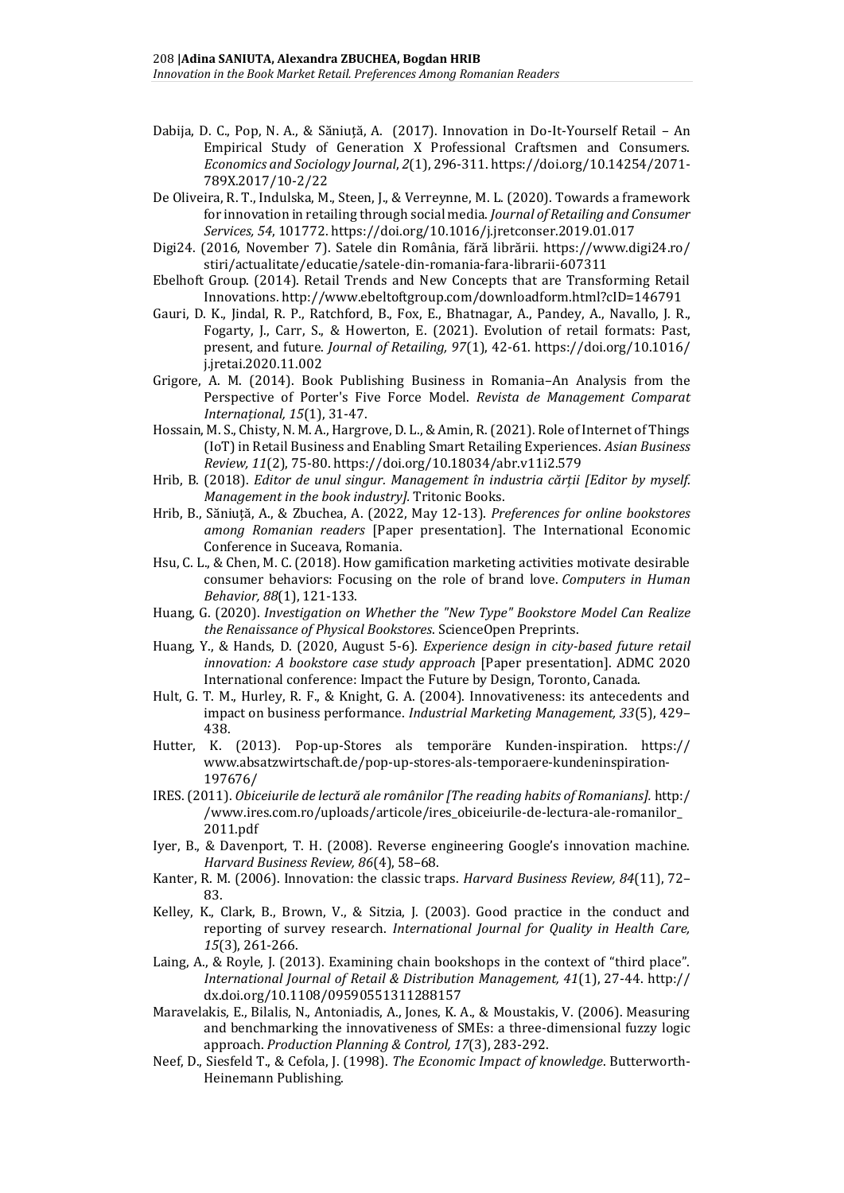Dabija, D. C., Pop, N. A., & Săniuță, A. (2017). Innovation in Do-It-Yourself Retail – An Empirical Study of Generation X Professional Craftsmen and Consumers. *Economics and Sociology Journal*, *2*(1), 296-311. https://doi.org/10.14254/2071-789X.2017/10-2/22

De Oliveira, R. T., Indulska, M., Steen, J., & Verreynne, M. L. (2020). Towards a framework for innovation in retailing through social media. *Journal of Retailing and Consumer Services, 54*, 101772. https://doi.org/10.1016/j.jretconser.2019.01.017

Digi24. (2016, November 7). Satele din România, fără librării. https://www.digi24.ro/stiri/actualitate/educatie/satele-din-romania-fara-librarii-607311

Ebelhoft Group. (2014). Retail Trends and New Concepts that are Transforming Retail Innovations. http://www.ebeltoftgroup.com/downloadform.html?cID=146791

Gauri, D. K., Jindal, R. P., Ratchford, B., Fox, E., Bhatnagar, A., Pandey, A., Navallo, J. R., Fogarty, J., Carr, S., & Howerton, E. (2021). Evolution of retail formats: Past, present, and future. *Journal of Retailing, 97*(1), 42-61. https://doi.org/10.1016/j.jretai.2020.11.002

Grigore, A. M. (2014). Book Publishing Business in Romania–An Analysis from the Perspective of Porter's Five Force Model. *Revista de Management Comparat Internațional, 15*(1), 31-47.

Hossain, M. S., Chisty, N. M. A., Hargrove, D. L., & Amin, R. (2021). Role of Internet of Things (IoT) in Retail Business and Enabling Smart Retailing Experiences. *Asian Business Review, 11*(2), 75-80. https://doi.org/10.18034/abr.v11i2.579

Hrib, B. (2018). *Editor de unul singur. Management în industria cărții [Editor by myself. Management in the book industry]*. Tritonic Books.

Hrib, B., Săniuță, A., & Zbuchea, A. (2022, May 12-13). *Preferences for online bookstores among Romanian readers* [Paper presentation]. The International Economic Conference in Suceava, Romania.

Hsu, C. L., & Chen, M. C. (2018). How gamification marketing activities motivate desirable consumer behaviors: Focusing on the role of brand love. *Computers in Human Behavior, 88*(1), 121-133.

Huang, G. (2020). *Investigation on Whether the "New Type" Bookstore Model Can Realize the Renaissance of Physical Bookstores*. ScienceOpen Preprints.

Huang, Y., & Hands, D. (2020, August 5-6). *Experience design in city-based future retail innovation: A bookstore case study approach* [Paper presentation]. ADMC 2020 International conference: Impact the Future by Design, Toronto, Canada.

Hult, G. T. M., Hurley, R. F., & Knight, G. A. (2004). Innovativeness: its antecedents and impact on business performance. *Industrial Marketing Management, 33*(5), 429–438.

Hutter, K. (2013). Pop-up-Stores als temporäre Kunden-inspiration. https://www.absatzwirtschaft.de/pop-up-stores-als-temporaere-kundeninspiration-197676/

IRES. (2011). *Obiceiurile de lectură ale românilor [The reading habits of Romanians].* http://www.ires.com.ro/uploads/articole/ires_obiceiurile-de-lectura-ale-romanilor_2011.pdf

Iyer, B., & Davenport, T. H. (2008). Reverse engineering Google's innovation machine. *Harvard Business Review, 86*(4), 58–68.

Kanter, R. M. (2006). Innovation: the classic traps. *Harvard Business Review, 84*(11), 72–83.

Kelley, K., Clark, B., Brown, V., & Sitzia, J. (2003). Good practice in the conduct and reporting of survey research. *International Journal for Quality in Health Care, 15*(3), 261-266.

Laing, A., & Royle, J. (2013). Examining chain bookshops in the context of "third place". *International Journal of Retail & Distribution Management, 41*(1), 27-44. http://dx.doi.org/10.1108/09590551311288157

Maravelakis, E., Bilalis, N., Antoniadis, A., Jones, K. A., & Moustakis, V. (2006). Measuring and benchmarking the innovativeness of SMEs: a three-dimensional fuzzy logic approach. *Production Planning & Control, 17*(3), 283-292.

Neef, D., Siesfeld T., & Cefola, J. (1998). *The Economic Impact of knowledge*. Butterworth-Heinemann Publishing.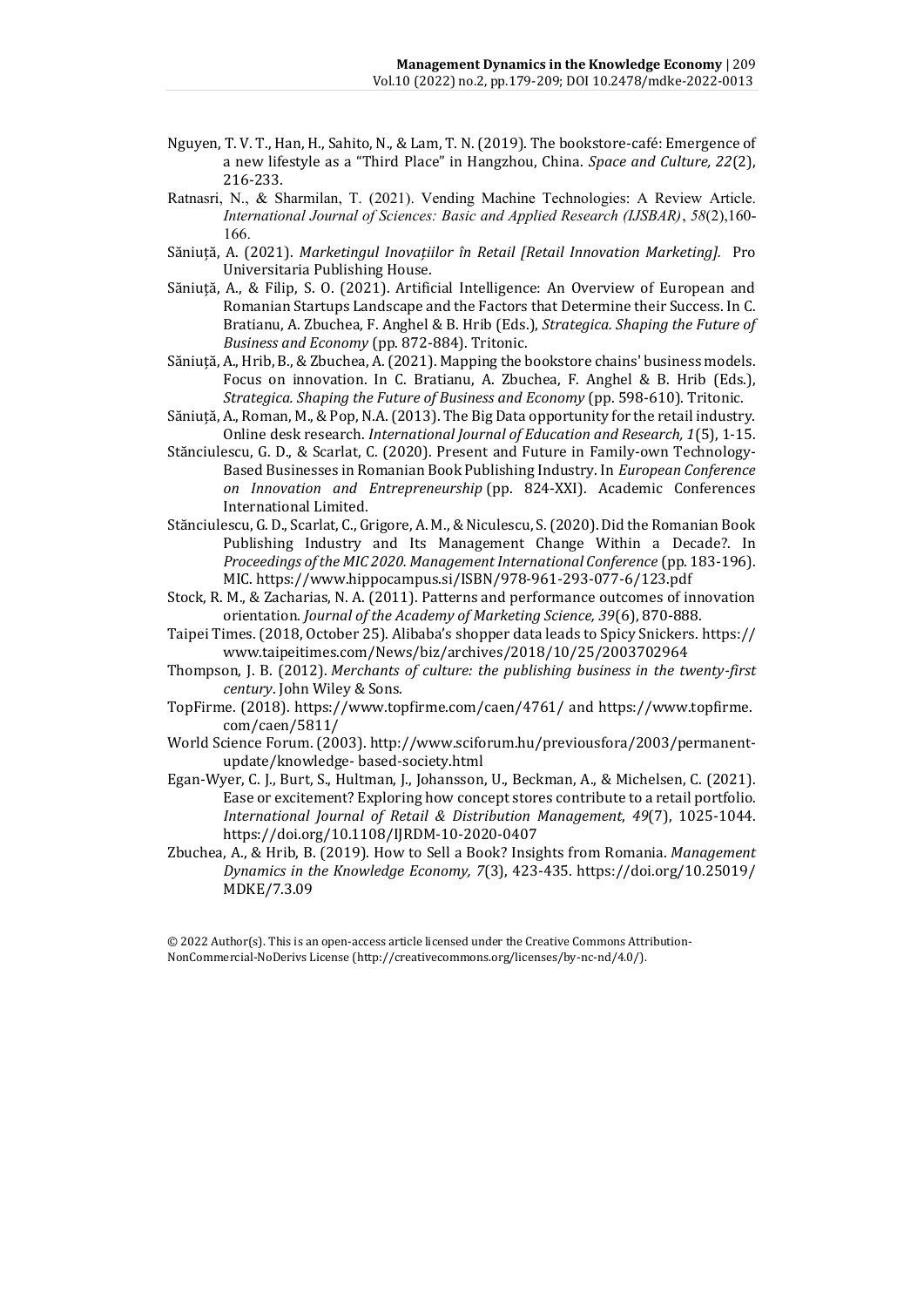Nguyen, T. V. T., Han, H., Sahito, N., & Lam, T. N. (2019). The bookstore-café: Emergence of a new lifestyle as a "Third Place" in Hangzhou, China. *Space and Culture, 22*(2), 216-233.

Ratnasri, N., & Sharmilan, T. (2021). Vending Machine Technologies: A Review Article. *International Journal of Sciences: Basic and Applied Research (IJSBAR)*, *58*(2),160-166.

Săniuță, A. (2021). *Marketingul Inovațiilor în Retail [Retail Innovation Marketing].* Pro Universitaria Publishing House.

Săniuță, A., & Filip, S. O. (2021). Artificial Intelligence: An Overview of European and Romanian Startups Landscape and the Factors that Determine their Success. In C. Bratianu, A. Zbuchea, F. Anghel & B. Hrib (Eds.), *Strategica. Shaping the Future of Business and Economy* (pp. 872-884). Tritonic.

Săniuță, A., Hrib, B., & Zbuchea, A. (2021). Mapping the bookstore chains' business models. Focus on innovation. In C. Bratianu, A. Zbuchea, F. Anghel & B. Hrib (Eds.), *Strategica. Shaping the Future of Business and Economy* (pp. 598-610). Tritonic.

Săniuță, A., Roman, M., & Pop, N.A. (2013). The Big Data opportunity for the retail industry. Online desk research. *International Journal of Education and Research, 1*(5), 1-15.

Stănciulescu, G. D., & Scarlat, C. (2020). Present and Future in Family-own Technology-Based Businesses in Romanian Book Publishing Industry. In *European Conference on Innovation and Entrepreneurship* (pp. 824-XXI). Academic Conferences International Limited.

Stănciulescu, G. D., Scarlat, C., Grigore, A. M., & Niculescu, S. (2020). Did the Romanian Book Publishing Industry and Its Management Change Within a Decade?. In *Proceedings of the MIC 2020. Management International Conference* (pp. 183-196). MIC. https://www.hippocampus.si/ISBN/978-961-293-077-6/123.pdf

Stock, R. M., & Zacharias, N. A. (2011). Patterns and performance outcomes of innovation orientation. *Journal of the Academy of Marketing Science, 39*(6), 870-888.

Taipei Times. (2018, October 25). Alibaba's shopper data leads to Spicy Snickers. https://www.taipeitimes.com/News/biz/archives/2018/10/25/2003702964

Thompson, J. B. (2012). *Merchants of culture: the publishing business in the twenty-first century*. John Wiley & Sons.

TopFirme. (2018). https://www.topfirme.com/caen/4761/ and https://www.topfirme.com/caen/5811/

World Science Forum. (2003). http://www.sciforum.hu/previousfora/2003/permanent-update/knowledge- based-society.html

Egan-Wyer, C. J., Burt, S., Hultman, J., Johansson, U., Beckman, A., & Michelsen, C. (2021). Ease or excitement? Exploring how concept stores contribute to a retail portfolio. *International Journal of Retail & Distribution Management*, *49*(7), 1025-1044. https://doi.org/10.1108/IJRDM-10-2020-0407

Zbuchea, A., & Hrib, B. (2019). How to Sell a Book? Insights from Romania. *Management Dynamics in the Knowledge Economy, 7*(3), 423-435. https://doi.org/10.25019/MDKE/7.3.09

© 2022 Author(s). This is an open-access article licensed under the Creative Commons Attribution-NonCommercial-NoDerivs License (http://creativecommons.org/licenses/by-nc-nd/4.0/).